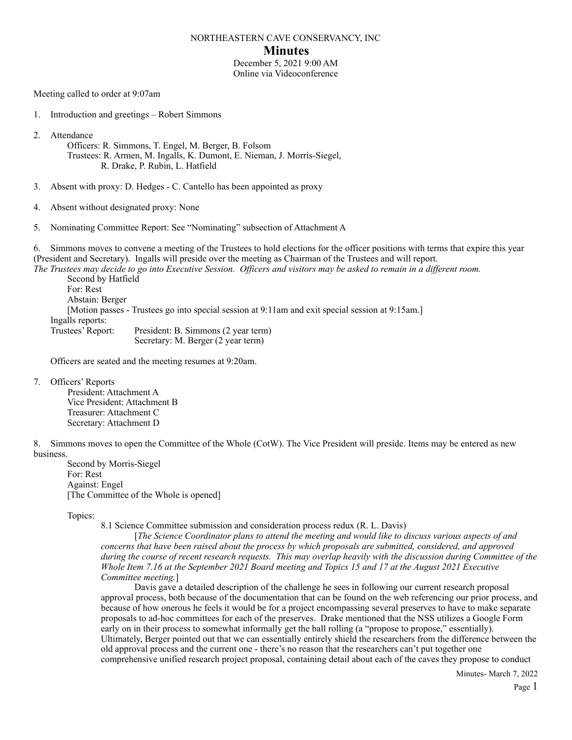NORTHEASTERN CAVE CONSERVANCY, INC

# Minutes

December 5, 2021 9:00 AM
Online via Videoconference

Meeting called to order at 9:07am

1. Introduction and greetings – Robert Simmons

2. Attendance
   Officers: R. Simmons, T. Engel, M. Berger, B. Folsom
   Trustees: R. Armen, M. Ingalls, K. Dumont, E. Nieman, J. Morris-Siegel, R. Drake, P. Rubin, L. Hatfield

3. Absent with proxy: D. Hedges - C. Cantello has been appointed as proxy

4. Absent without designated proxy: None

5. Nominating Committee Report: See "Nominating" subsection of Attachment A

6. Simmons moves to convene a meeting of the Trustees to hold elections for the officer positions with terms that expire this year (President and Secretary). Ingalls will preside over the meeting as Chairman of the Trustees and will report.
*The Trustees may decide to go into Executive Session. Officers and visitors may be asked to remain in a different room.*
   Second by Hatfield
   For: Rest
   Abstain: Berger
   [Motion passes - Trustees go into special session at 9:11am and exit special session at 9:15am.]
   Ingalls reports:
   Trustees' Report: President: B. Simmons (2 year term)
   Secretary: M. Berger (2 year term)

   Officers are seated and the meeting resumes at 9:20am.

7. Officers' Reports
   President: Attachment A
   Vice President: Attachment B
   Treasurer: Attachment C
   Secretary: Attachment D

8. Simmons moves to open the Committee of the Whole (CotW). The Vice President will preside. Items may be entered as new business.
   Second by Morris-Siegel
   For: Rest
   Against: Engel
   [The Committee of the Whole is opened]

   Topics:

   8.1 Science Committee submission and consideration process redux (R. L. Davis)
   [*The Science Coordinator plans to attend the meeting and would like to discuss various aspects of and concerns that have been raised about the process by which proposals are submitted, considered, and approved during the course of recent research requests. This may overlap heavily with the discussion during Committee of the Whole Item 7.16 at the September 2021 Board meeting and Topics 15 and 17 at the August 2021 Executive Committee meeting.*]
   Davis gave a detailed description of the challenge he sees in following our current research proposal approval process, both because of the documentation that can be found on the web referencing our prior process, and because of how onerous he feels it would be for a project encompassing several preserves to have to make separate proposals to ad-hoc committees for each of the preserves. Drake mentioned that the NSS utilizes a Google Form early on in their process to somewhat informally get the ball rolling (a "propose to propose," essentially). Ultimately, Berger pointed out that we can essentially entirely shield the researchers from the difference between the old approval process and the current one - there's no reason that the researchers can't put together one comprehensive unified research project proposal, containing detail about each of the caves they propose to conduct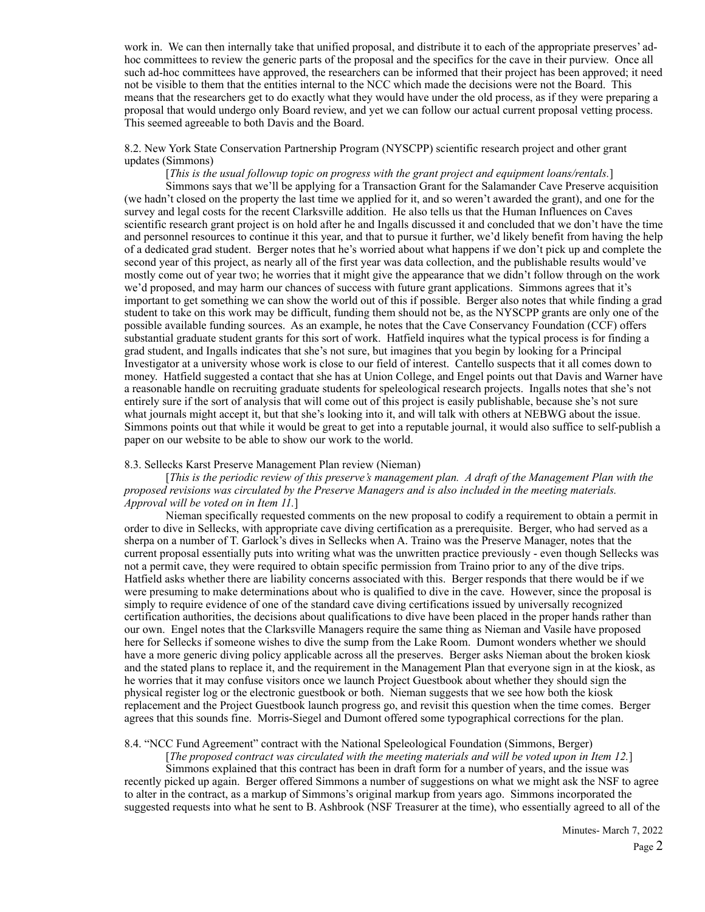work in. We can then internally take that unified proposal, and distribute it to each of the appropriate preserves' ad-hoc committees to review the generic parts of the proposal and the specifics for the cave in their purview. Once all such ad-hoc committees have approved, the researchers can be informed that their project has been approved; it need not be visible to them that the entities internal to the NCC which made the decisions were not the Board. This means that the researchers get to do exactly what they would have under the old process, as if they were preparing a proposal that would undergo only Board review, and yet we can follow our actual current proposal vetting process. This seemed agreeable to both Davis and the Board.

8.2. New York State Conservation Partnership Program (NYSCPP) scientific research project and other grant updates (Simmons)

[*This is the usual followup topic on progress with the grant project and equipment loans/rentals.*]

Simmons says that we'll be applying for a Transaction Grant for the Salamander Cave Preserve acquisition (we hadn't closed on the property the last time we applied for it, and so weren't awarded the grant), and one for the survey and legal costs for the recent Clarksville addition. He also tells us that the Human Influences on Caves scientific research grant project is on hold after he and Ingalls discussed it and concluded that we don't have the time and personnel resources to continue it this year, and that to pursue it further, we'd likely benefit from having the help of a dedicated grad student. Berger notes that he's worried about what happens if we don't pick up and complete the second year of this project, as nearly all of the first year was data collection, and the publishable results would've mostly come out of year two; he worries that it might give the appearance that we didn't follow through on the work we'd proposed, and may harm our chances of success with future grant applications. Simmons agrees that it's important to get something we can show the world out of this if possible. Berger also notes that while finding a grad student to take on this work may be difficult, funding them should not be, as the NYSCPP grants are only one of the possible available funding sources. As an example, he notes that the Cave Conservancy Foundation (CCF) offers substantial graduate student grants for this sort of work. Hatfield inquires what the typical process is for finding a grad student, and Ingalls indicates that she's not sure, but imagines that you begin by looking for a Principal Investigator at a university whose work is close to our field of interest. Cantello suspects that it all comes down to money. Hatfield suggested a contact that she has at Union College, and Engel points out that Davis and Warner have a reasonable handle on recruiting graduate students for speleological research projects. Ingalls notes that she's not entirely sure if the sort of analysis that will come out of this project is easily publishable, because she's not sure what journals might accept it, but that she's looking into it, and will talk with others at NEBWG about the issue. Simmons points out that while it would be great to get into a reputable journal, it would also suffice to self-publish a paper on our website to be able to show our work to the world.

8.3. Sellecks Karst Preserve Management Plan review (Nieman)

[*This is the periodic review of this preserve's management plan. A draft of the Management Plan with the proposed revisions was circulated by the Preserve Managers and is also included in the meeting materials. Approval will be voted on in Item 11.*]

Nieman specifically requested comments on the new proposal to codify a requirement to obtain a permit in order to dive in Sellecks, with appropriate cave diving certification as a prerequisite. Berger, who had served as a sherpa on a number of T. Garlock's dives in Sellecks when A. Traino was the Preserve Manager, notes that the current proposal essentially puts into writing what was the unwritten practice previously - even though Sellecks was not a permit cave, they were required to obtain specific permission from Traino prior to any of the dive trips. Hatfield asks whether there are liability concerns associated with this. Berger responds that there would be if we were presuming to make determinations about who is qualified to dive in the cave. However, since the proposal is simply to require evidence of one of the standard cave diving certifications issued by universally recognized certification authorities, the decisions about qualifications to dive have been placed in the proper hands rather than our own. Engel notes that the Clarksville Managers require the same thing as Nieman and Vasile have proposed here for Sellecks if someone wishes to dive the sump from the Lake Room. Dumont wonders whether we should have a more generic diving policy applicable across all the preserves. Berger asks Nieman about the broken kiosk and the stated plans to replace it, and the requirement in the Management Plan that everyone sign in at the kiosk, as he worries that it may confuse visitors once we launch Project Guestbook about whether they should sign the physical register log or the electronic guestbook or both. Nieman suggests that we see how both the kiosk replacement and the Project Guestbook launch progress go, and revisit this question when the time comes. Berger agrees that this sounds fine. Morris-Siegel and Dumont offered some typographical corrections for the plan.

8.4. "NCC Fund Agreement" contract with the National Speleological Foundation (Simmons, Berger)

[*The proposed contract was circulated with the meeting materials and will be voted upon in Item 12.*]

Simmons explained that this contract has been in draft form for a number of years, and the issue was recently picked up again. Berger offered Simmons a number of suggestions on what we might ask the NSF to agree to alter in the contract, as a markup of Simmons's original markup from years ago. Simmons incorporated the suggested requests into what he sent to B. Ashbrook (NSF Treasurer at the time), who essentially agreed to all of the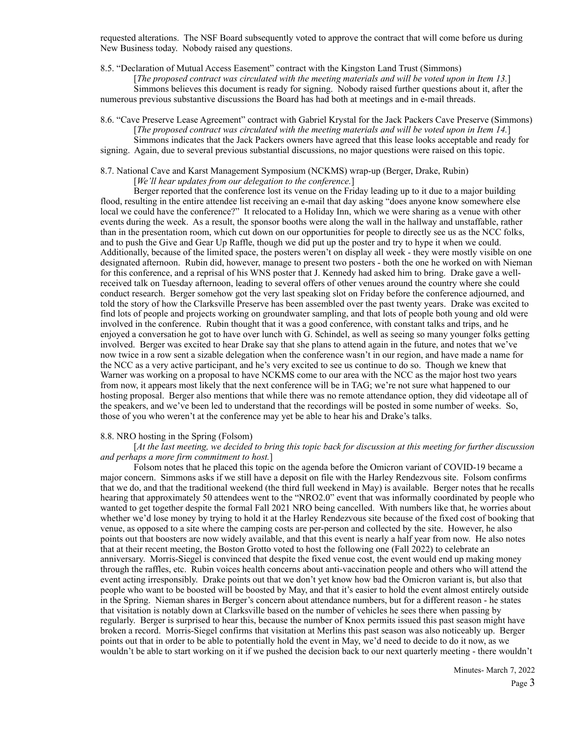requested alterations. The NSF Board subsequently voted to approve the contract that will come before us during New Business today. Nobody raised any questions.

8.5. "Declaration of Mutual Access Easement" contract with the Kingston Land Trust (Simmons)

[*The proposed contract was circulated with the meeting materials and will be voted upon in Item 13.*]

Simmons believes this document is ready for signing. Nobody raised further questions about it, after the numerous previous substantive discussions the Board has had both at meetings and in e-mail threads.

8.6. "Cave Preserve Lease Agreement" contract with Gabriel Krystal for the Jack Packers Cave Preserve (Simmons)

[*The proposed contract was circulated with the meeting materials and will be voted upon in Item 14.*]

Simmons indicates that the Jack Packers owners have agreed that this lease looks acceptable and ready for signing. Again, due to several previous substantial discussions, no major questions were raised on this topic.

8.7. National Cave and Karst Management Symposium (NCKMS) wrap-up (Berger, Drake, Rubin)

[*We'll hear updates from our delegation to the conference.*]

Berger reported that the conference lost its venue on the Friday leading up to it due to a major building flood, resulting in the entire attendee list receiving an e-mail that day asking "does anyone know somewhere else local we could have the conference?" It relocated to a Holiday Inn, which we were sharing as a venue with other events during the week. As a result, the sponsor booths were along the wall in the hallway and unstaffable, rather than in the presentation room, which cut down on our opportunities for people to directly see us as the NCC folks, and to push the Give and Gear Up Raffle, though we did put up the poster and try to hype it when we could. Additionally, because of the limited space, the posters weren't on display all week - they were mostly visible on one designated afternoon. Rubin did, however, manage to present two posters - both the one he worked on with Nieman for this conference, and a reprisal of his WNS poster that J. Kennedy had asked him to bring. Drake gave a well-received talk on Tuesday afternoon, leading to several offers of other venues around the country where she could conduct research. Berger somehow got the very last speaking slot on Friday before the conference adjourned, and told the story of how the Clarksville Preserve has been assembled over the past twenty years. Drake was excited to find lots of people and projects working on groundwater sampling, and that lots of people both young and old were involved in the conference. Rubin thought that it was a good conference, with constant talks and trips, and he enjoyed a conversation he got to have over lunch with G. Schindel, as well as seeing so many younger folks getting involved. Berger was excited to hear Drake say that she plans to attend again in the future, and notes that we've now twice in a row sent a sizable delegation when the conference wasn't in our region, and have made a name for the NCC as a very active participant, and he's very excited to see us continue to do so. Though we knew that Warner was working on a proposal to have NCKMS come to our area with the NCC as the major host two years from now, it appears most likely that the next conference will be in TAG; we're not sure what happened to our hosting proposal. Berger also mentions that while there was no remote attendance option, they did videotape all of the speakers, and we've been led to understand that the recordings will be posted in some number of weeks. So, those of you who weren't at the conference may yet be able to hear his and Drake's talks.

8.8. NRO hosting in the Spring (Folsom)

[*At the last meeting, we decided to bring this topic back for discussion at this meeting for further discussion and perhaps a more firm commitment to host.*]

Folsom notes that he placed this topic on the agenda before the Omicron variant of COVID-19 became a major concern. Simmons asks if we still have a deposit on file with the Harley Rendezvous site. Folsom confirms that we do, and that the traditional weekend (the third full weekend in May) is available. Berger notes that he recalls hearing that approximately 50 attendees went to the "NRO2.0" event that was informally coordinated by people who wanted to get together despite the formal Fall 2021 NRO being cancelled. With numbers like that, he worries about whether we'd lose money by trying to hold it at the Harley Rendezvous site because of the fixed cost of booking that venue, as opposed to a site where the camping costs are per-person and collected by the site. However, he also points out that boosters are now widely available, and that this event is nearly a half year from now. He also notes that at their recent meeting, the Boston Grotto voted to host the following one (Fall 2022) to celebrate an anniversary. Morris-Siegel is convinced that despite the fixed venue cost, the event would end up making money through the raffles, etc. Rubin voices health concerns about anti-vaccination people and others who will attend the event acting irresponsibly. Drake points out that we don't yet know how bad the Omicron variant is, but also that people who want to be boosted will be boosted by May, and that it's easier to hold the event almost entirely outside in the Spring. Nieman shares in Berger's concern about attendance numbers, but for a different reason - he states that visitation is notably down at Clarksville based on the number of vehicles he sees there when passing by regularly. Berger is surprised to hear this, because the number of Knox permits issued this past season might have broken a record. Morris-Siegel confirms that visitation at Merlins this past season was also noticeably up. Berger points out that in order to be able to potentially hold the event in May, we'd need to decide to do it now, as we wouldn't be able to start working on it if we pushed the decision back to our next quarterly meeting - there wouldn't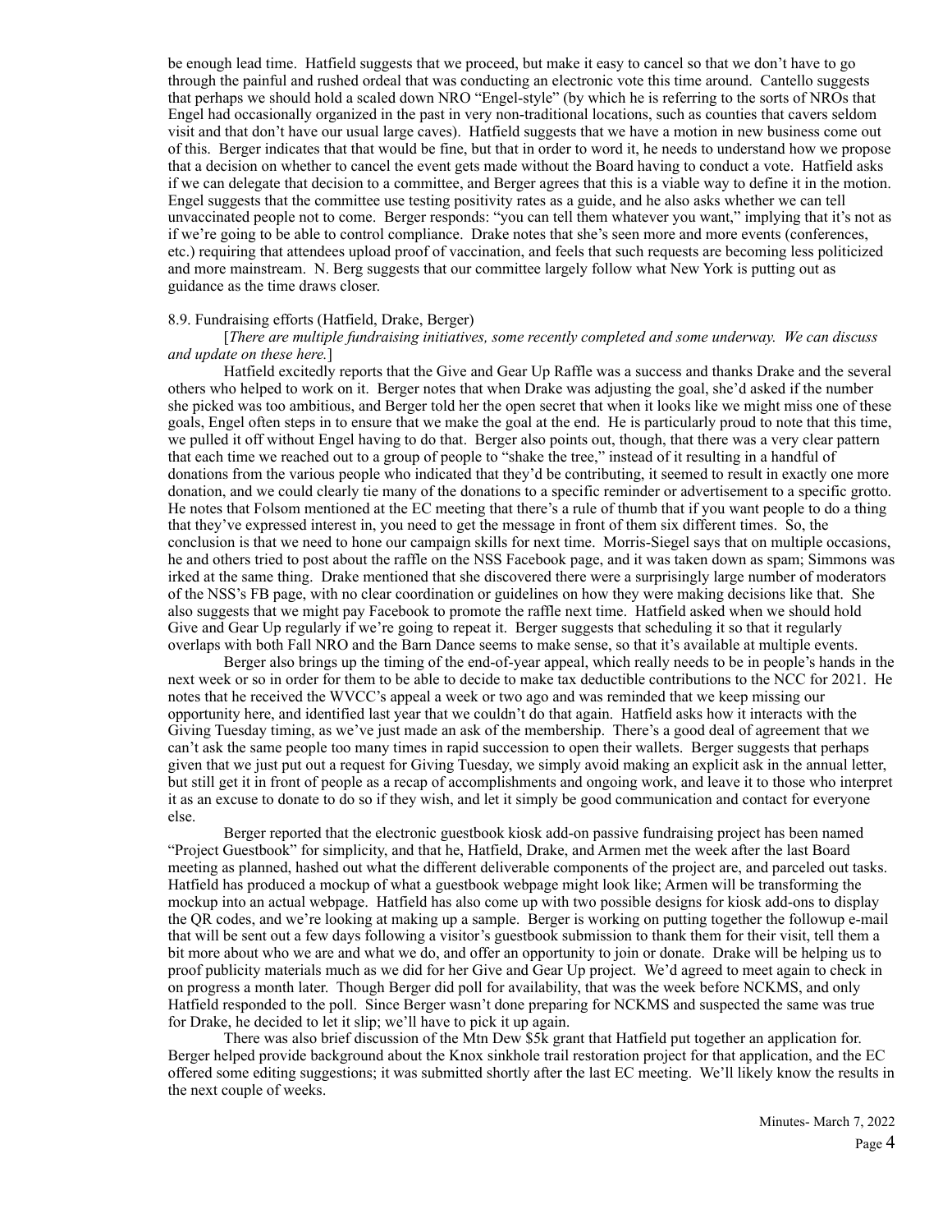be enough lead time. Hatfield suggests that we proceed, but make it easy to cancel so that we don't have to go through the painful and rushed ordeal that was conducting an electronic vote this time around. Cantello suggests that perhaps we should hold a scaled down NRO "Engel-style" (by which he is referring to the sorts of NROs that Engel had occasionally organized in the past in very non-traditional locations, such as counties that cavers seldom visit and that don't have our usual large caves). Hatfield suggests that we have a motion in new business come out of this. Berger indicates that that would be fine, but that in order to word it, he needs to understand how we propose that a decision on whether to cancel the event gets made without the Board having to conduct a vote. Hatfield asks if we can delegate that decision to a committee, and Berger agrees that this is a viable way to define it in the motion. Engel suggests that the committee use testing positivity rates as a guide, and he also asks whether we can tell unvaccinated people not to come. Berger responds: "you can tell them whatever you want," implying that it's not as if we're going to be able to control compliance. Drake notes that she's seen more and more events (conferences, etc.) requiring that attendees upload proof of vaccination, and feels that such requests are becoming less politicized and more mainstream. N. Berg suggests that our committee largely follow what New York is putting out as guidance as the time draws closer.

8.9. Fundraising efforts (Hatfield, Drake, Berger)

[*There are multiple fundraising initiatives, some recently completed and some underway. We can discuss and update on these here.*]

Hatfield excitedly reports that the Give and Gear Up Raffle was a success and thanks Drake and the several others who helped to work on it. Berger notes that when Drake was adjusting the goal, she'd asked if the number she picked was too ambitious, and Berger told her the open secret that when it looks like we might miss one of these goals, Engel often steps in to ensure that we make the goal at the end. He is particularly proud to note that this time, we pulled it off without Engel having to do that. Berger also points out, though, that there was a very clear pattern that each time we reached out to a group of people to "shake the tree," instead of it resulting in a handful of donations from the various people who indicated that they'd be contributing, it seemed to result in exactly one more donation, and we could clearly tie many of the donations to a specific reminder or advertisement to a specific grotto. He notes that Folsom mentioned at the EC meeting that there's a rule of thumb that if you want people to do a thing that they've expressed interest in, you need to get the message in front of them six different times. So, the conclusion is that we need to hone our campaign skills for next time. Morris-Siegel says that on multiple occasions, he and others tried to post about the raffle on the NSS Facebook page, and it was taken down as spam; Simmons was irked at the same thing. Drake mentioned that she discovered there were a surprisingly large number of moderators of the NSS's FB page, with no clear coordination or guidelines on how they were making decisions like that. She also suggests that we might pay Facebook to promote the raffle next time. Hatfield asked when we should hold Give and Gear Up regularly if we're going to repeat it. Berger suggests that scheduling it so that it regularly overlaps with both Fall NRO and the Barn Dance seems to make sense, so that it's available at multiple events.

Berger also brings up the timing of the end-of-year appeal, which really needs to be in people's hands in the next week or so in order for them to be able to decide to make tax deductible contributions to the NCC for 2021. He notes that he received the WVCC's appeal a week or two ago and was reminded that we keep missing our opportunity here, and identified last year that we couldn't do that again. Hatfield asks how it interacts with the Giving Tuesday timing, as we've just made an ask of the membership. There's a good deal of agreement that we can't ask the same people too many times in rapid succession to open their wallets. Berger suggests that perhaps given that we just put out a request for Giving Tuesday, we simply avoid making an explicit ask in the annual letter, but still get it in front of people as a recap of accomplishments and ongoing work, and leave it to those who interpret it as an excuse to donate to do so if they wish, and let it simply be good communication and contact for everyone else.

Berger reported that the electronic guestbook kiosk add-on passive fundraising project has been named "Project Guestbook" for simplicity, and that he, Hatfield, Drake, and Armen met the week after the last Board meeting as planned, hashed out what the different deliverable components of the project are, and parceled out tasks. Hatfield has produced a mockup of what a guestbook webpage might look like; Armen will be transforming the mockup into an actual webpage. Hatfield has also come up with two possible designs for kiosk add-ons to display the QR codes, and we're looking at making up a sample. Berger is working on putting together the followup e-mail that will be sent out a few days following a visitor's guestbook submission to thank them for their visit, tell them a bit more about who we are and what we do, and offer an opportunity to join or donate. Drake will be helping us to proof publicity materials much as we did for her Give and Gear Up project. We'd agreed to meet again to check in on progress a month later. Though Berger did poll for availability, that was the week before NCKMS, and only Hatfield responded to the poll. Since Berger wasn't done preparing for NCKMS and suspected the same was true for Drake, he decided to let it slip; we'll have to pick it up again.

There was also brief discussion of the Mtn Dew $5k grant that Hatfield put together an application for. Berger helped provide background about the Knox sinkhole trail restoration project for that application, and the EC offered some editing suggestions; it was submitted shortly after the last EC meeting. We'll likely know the results in the next couple of weeks.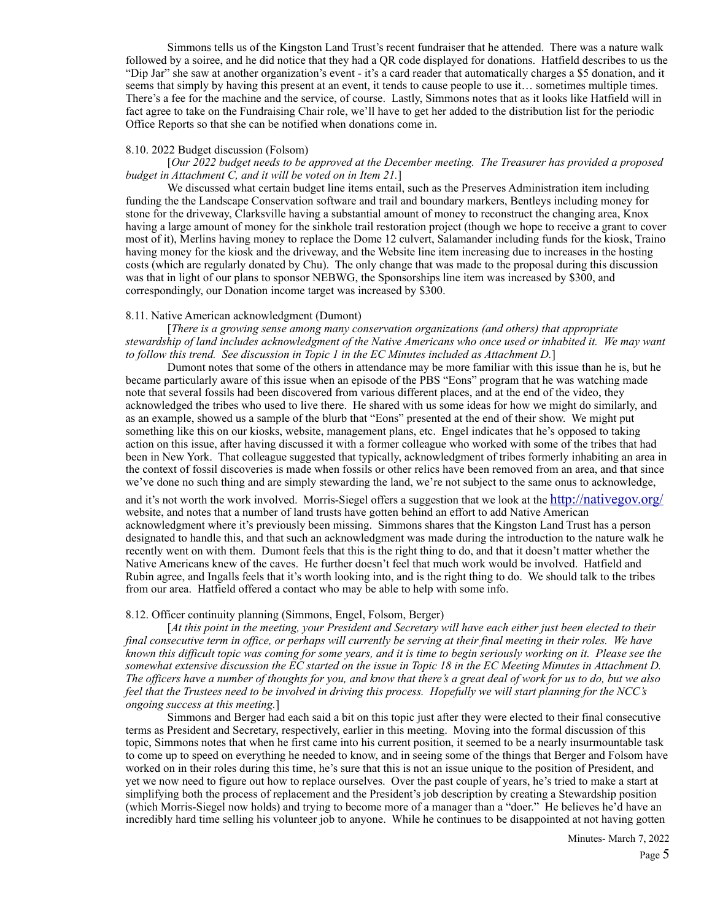Simmons tells us of the Kingston Land Trust's recent fundraiser that he attended. There was a nature walk followed by a soiree, and he did notice that they had a QR code displayed for donations. Hatfield describes to us the "Dip Jar" she saw at another organization's event - it's a card reader that automatically charges a $5 donation, and it seems that simply by having this present at an event, it tends to cause people to use it… sometimes multiple times. There's a fee for the machine and the service, of course. Lastly, Simmons notes that as it looks like Hatfield will in fact agree to take on the Fundraising Chair role, we'll have to get her added to the distribution list for the periodic Office Reports so that she can be notified when donations come in.

8.10. 2022 Budget discussion (Folsom)

[*Our 2022 budget needs to be approved at the December meeting. The Treasurer has provided a proposed budget in Attachment C, and it will be voted on in Item 21.*]

We discussed what certain budget line items entail, such as the Preserves Administration item including funding the the Landscape Conservation software and trail and boundary markers, Bentleys including money for stone for the driveway, Clarksville having a substantial amount of money to reconstruct the changing area, Knox having a large amount of money for the sinkhole trail restoration project (though we hope to receive a grant to cover most of it), Merlins having money to replace the Dome 12 culvert, Salamander including funds for the kiosk, Traino having money for the kiosk and the driveway, and the Website line item increasing due to increases in the hosting costs (which are regularly donated by Chu). The only change that was made to the proposal during this discussion was that in light of our plans to sponsor NEBWG, the Sponsorships line item was increased by $300, and correspondingly, our Donation income target was increased by $300.

8.11. Native American acknowledgment (Dumont)

[*There is a growing sense among many conservation organizations (and others) that appropriate stewardship of land includes acknowledgment of the Native Americans who once used or inhabited it. We may want to follow this trend. See discussion in Topic 1 in the EC Minutes included as Attachment D.*]

Dumont notes that some of the others in attendance may be more familiar with this issue than he is, but he became particularly aware of this issue when an episode of the PBS "Eons" program that he was watching made note that several fossils had been discovered from various different places, and at the end of the video, they acknowledged the tribes who used to live there. He shared with us some ideas for how we might do similarly, and as an example, showed us a sample of the blurb that "Eons" presented at the end of their show. We might put something like this on our kiosks, website, management plans, etc. Engel indicates that he's opposed to taking action on this issue, after having discussed it with a former colleague who worked with some of the tribes that had been in New York. That colleague suggested that typically, acknowledgment of tribes formerly inhabiting an area in the context of fossil discoveries is made when fossils or other relics have been removed from an area, and that since we've done no such thing and are simply stewarding the land, we're not subject to the same onus to acknowledge, and it's not worth the work involved. Morris-Siegel offers a suggestion that we look at the http://nativegov.org/ website, and notes that a number of land trusts have gotten behind an effort to add Native American acknowledgment where it's previously been missing. Simmons shares that the Kingston Land Trust has a person designated to handle this, and that such an acknowledgment was made during the introduction to the nature walk he recently went on with them. Dumont feels that this is the right thing to do, and that it doesn't matter whether the Native Americans knew of the caves. He further doesn't feel that much work would be involved. Hatfield and Rubin agree, and Ingalls feels that it's worth looking into, and is the right thing to do. We should talk to the tribes from our area. Hatfield offered a contact who may be able to help with some info.

8.12. Officer continuity planning (Simmons, Engel, Folsom, Berger)

[*At this point in the meeting, your President and Secretary will have each either just been elected to their final consecutive term in office, or perhaps will currently be serving at their final meeting in their roles. We have known this difficult topic was coming for some years, and it is time to begin seriously working on it. Please see the somewhat extensive discussion the EC started on the issue in Topic 18 in the EC Meeting Minutes in Attachment D. The officers have a number of thoughts for you, and know that there's a great deal of work for us to do, but we also feel that the Trustees need to be involved in driving this process. Hopefully we will start planning for the NCC's ongoing success at this meeting.*]

Simmons and Berger had each said a bit on this topic just after they were elected to their final consecutive terms as President and Secretary, respectively, earlier in this meeting. Moving into the formal discussion of this topic, Simmons notes that when he first came into his current position, it seemed to be a nearly insurmountable task to come up to speed on everything he needed to know, and in seeing some of the things that Berger and Folsom have worked on in their roles during this time, he's sure that this is not an issue unique to the position of President, and yet we now need to figure out how to replace ourselves. Over the past couple of years, he's tried to make a start at simplifying both the process of replacement and the President's job description by creating a Stewardship position (which Morris-Siegel now holds) and trying to become more of a manager than a "doer." He believes he'd have an incredibly hard time selling his volunteer job to anyone. While he continues to be disappointed at not having gotten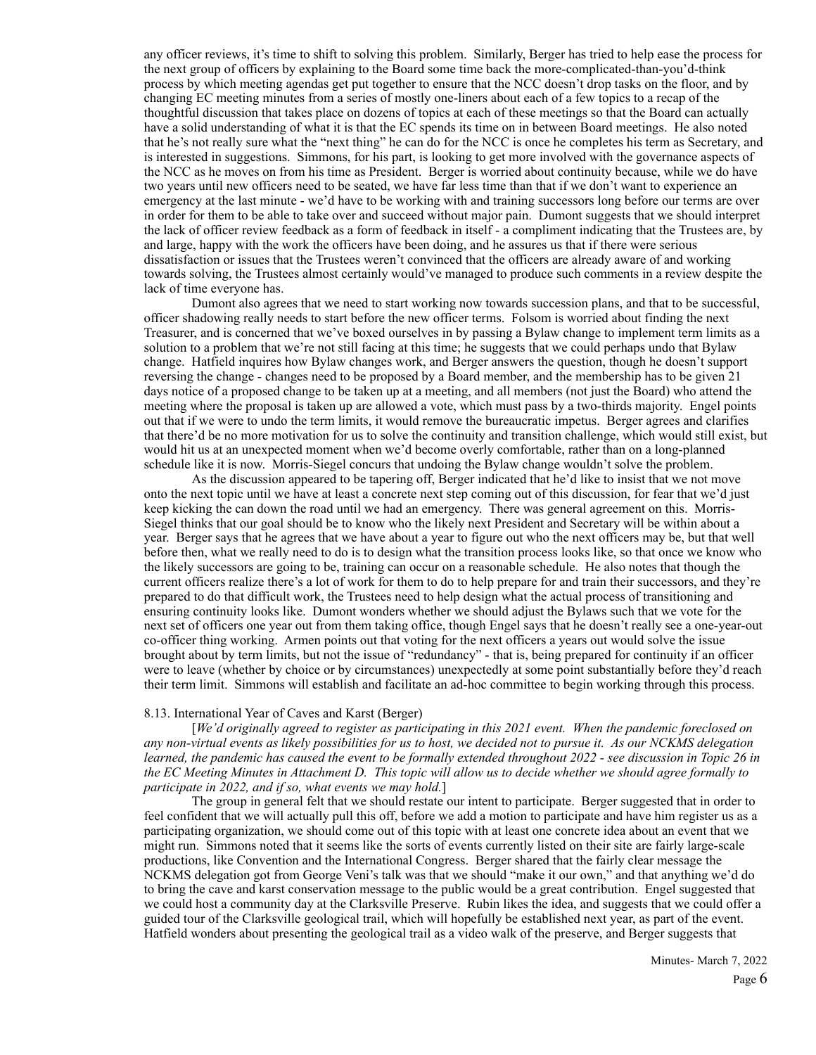any officer reviews, it's time to shift to solving this problem. Similarly, Berger has tried to help ease the process for the next group of officers by explaining to the Board some time back the more-complicated-than-you'd-think process by which meeting agendas get put together to ensure that the NCC doesn't drop tasks on the floor, and by changing EC meeting minutes from a series of mostly one-liners about each of a few topics to a recap of the thoughtful discussion that takes place on dozens of topics at each of these meetings so that the Board can actually have a solid understanding of what it is that the EC spends its time on in between Board meetings. He also noted that he's not really sure what the "next thing" he can do for the NCC is once he completes his term as Secretary, and is interested in suggestions. Simmons, for his part, is looking to get more involved with the governance aspects of the NCC as he moves on from his time as President. Berger is worried about continuity because, while we do have two years until new officers need to be seated, we have far less time than that if we don't want to experience an emergency at the last minute - we'd have to be working with and training successors long before our terms are over in order for them to be able to take over and succeed without major pain. Dumont suggests that we should interpret the lack of officer review feedback as a form of feedback in itself - a compliment indicating that the Trustees are, by and large, happy with the work the officers have been doing, and he assures us that if there were serious dissatisfaction or issues that the Trustees weren't convinced that the officers are already aware of and working towards solving, the Trustees almost certainly would've managed to produce such comments in a review despite the lack of time everyone has.

Dumont also agrees that we need to start working now towards succession plans, and that to be successful, officer shadowing really needs to start before the new officer terms. Folsom is worried about finding the next Treasurer, and is concerned that we've boxed ourselves in by passing a Bylaw change to implement term limits as a solution to a problem that we're not still facing at this time; he suggests that we could perhaps undo that Bylaw change. Hatfield inquires how Bylaw changes work, and Berger answers the question, though he doesn't support reversing the change - changes need to be proposed by a Board member, and the membership has to be given 21 days notice of a proposed change to be taken up at a meeting, and all members (not just the Board) who attend the meeting where the proposal is taken up are allowed a vote, which must pass by a two-thirds majority. Engel points out that if we were to undo the term limits, it would remove the bureaucratic impetus. Berger agrees and clarifies that there'd be no more motivation for us to solve the continuity and transition challenge, which would still exist, but would hit us at an unexpected moment when we'd become overly comfortable, rather than on a long-planned schedule like it is now. Morris-Siegel concurs that undoing the Bylaw change wouldn't solve the problem.

As the discussion appeared to be tapering off, Berger indicated that he'd like to insist that we not move onto the next topic until we have at least a concrete next step coming out of this discussion, for fear that we'd just keep kicking the can down the road until we had an emergency. There was general agreement on this. Morris-Siegel thinks that our goal should be to know who the likely next President and Secretary will be within about a year. Berger says that he agrees that we have about a year to figure out who the next officers may be, but that well before then, what we really need to do is to design what the transition process looks like, so that once we know who the likely successors are going to be, training can occur on a reasonable schedule. He also notes that though the current officers realize there's a lot of work for them to do to help prepare for and train their successors, and they're prepared to do that difficult work, the Trustees need to help design what the actual process of transitioning and ensuring continuity looks like. Dumont wonders whether we should adjust the Bylaws such that we vote for the next set of officers one year out from them taking office, though Engel says that he doesn't really see a one-year-out co-officer thing working. Armen points out that voting for the next officers a years out would solve the issue brought about by term limits, but not the issue of "redundancy" - that is, being prepared for continuity if an officer were to leave (whether by choice or by circumstances) unexpectedly at some point substantially before they'd reach their term limit. Simmons will establish and facilitate an ad-hoc committee to begin working through this process.

8.13. International Year of Caves and Karst (Berger)

[*We'd originally agreed to register as participating in this 2021 event. When the pandemic foreclosed on any non-virtual events as likely possibilities for us to host, we decided not to pursue it. As our NCKMS delegation learned, the pandemic has caused the event to be formally extended throughout 2022 - see discussion in Topic 26 in the EC Meeting Minutes in Attachment D. This topic will allow us to decide whether we should agree formally to participate in 2022, and if so, what events we may hold.*]

The group in general felt that we should restate our intent to participate. Berger suggested that in order to feel confident that we will actually pull this off, before we add a motion to participate and have him register us as a participating organization, we should come out of this topic with at least one concrete idea about an event that we might run. Simmons noted that it seems like the sorts of events currently listed on their site are fairly large-scale productions, like Convention and the International Congress. Berger shared that the fairly clear message the NCKMS delegation got from George Veni's talk was that we should "make it our own," and that anything we'd do to bring the cave and karst conservation message to the public would be a great contribution. Engel suggested that we could host a community day at the Clarksville Preserve. Rubin likes the idea, and suggests that we could offer a guided tour of the Clarksville geological trail, which will hopefully be established next year, as part of the event. Hatfield wonders about presenting the geological trail as a video walk of the preserve, and Berger suggests that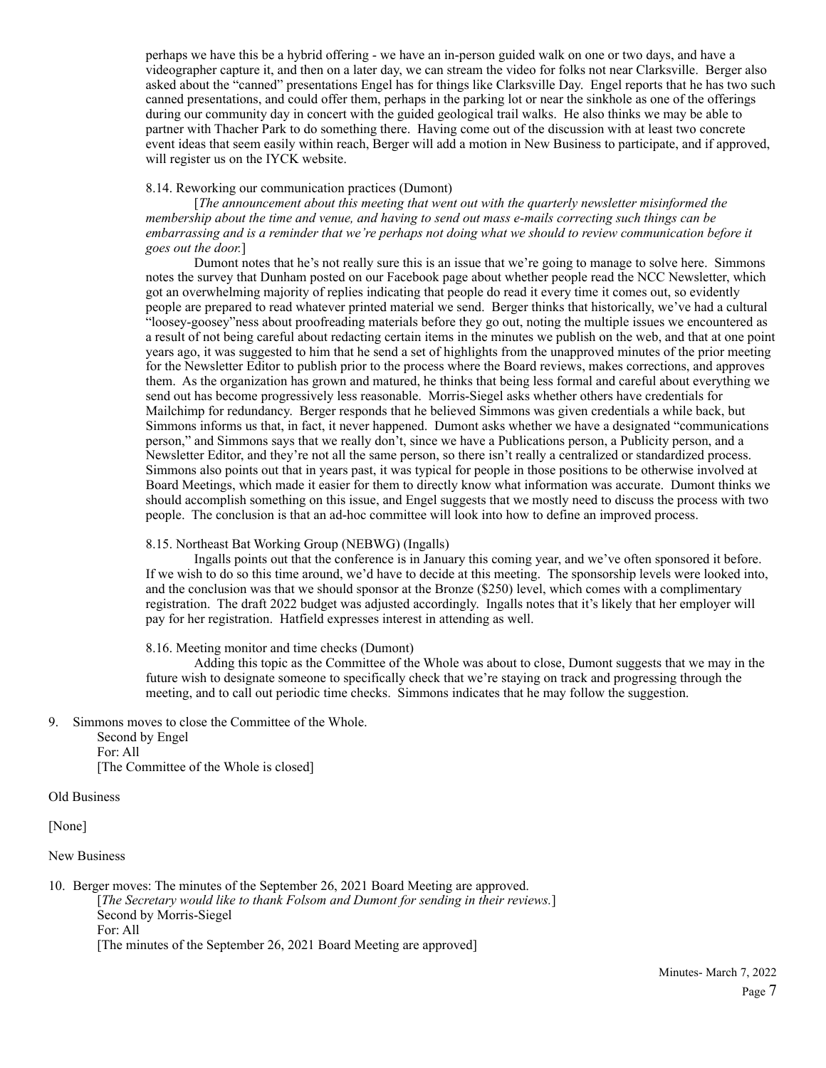perhaps we have this be a hybrid offering - we have an in-person guided walk on one or two days, and have a videographer capture it, and then on a later day, we can stream the video for folks not near Clarksville. Berger also asked about the "canned" presentations Engel has for things like Clarksville Day. Engel reports that he has two such canned presentations, and could offer them, perhaps in the parking lot or near the sinkhole as one of the offerings during our community day in concert with the guided geological trail walks. He also thinks we may be able to partner with Thacher Park to do something there. Having come out of the discussion with at least two concrete event ideas that seem easily within reach, Berger will add a motion in New Business to participate, and if approved, will register us on the IYCK website.

8.14. Reworking our communication practices (Dumont)

[*The announcement about this meeting that went out with the quarterly newsletter misinformed the membership about the time and venue, and having to send out mass e-mails correcting such things can be embarrassing and is a reminder that we're perhaps not doing what we should to review communication before it goes out the door.*]

Dumont notes that he's not really sure this is an issue that we're going to manage to solve here. Simmons notes the survey that Dunham posted on our Facebook page about whether people read the NCC Newsletter, which got an overwhelming majority of replies indicating that people do read it every time it comes out, so evidently people are prepared to read whatever printed material we send. Berger thinks that historically, we've had a cultural "loosey-goosey"ness about proofreading materials before they go out, noting the multiple issues we encountered as a result of not being careful about redacting certain items in the minutes we publish on the web, and that at one point years ago, it was suggested to him that he send a set of highlights from the unapproved minutes of the prior meeting for the Newsletter Editor to publish prior to the process where the Board reviews, makes corrections, and approves them. As the organization has grown and matured, he thinks that being less formal and careful about everything we send out has become progressively less reasonable. Morris-Siegel asks whether others have credentials for Mailchimp for redundancy. Berger responds that he believed Simmons was given credentials a while back, but Simmons informs us that, in fact, it never happened. Dumont asks whether we have a designated "communications person," and Simmons says that we really don't, since we have a Publications person, a Publicity person, and a Newsletter Editor, and they're not all the same person, so there isn't really a centralized or standardized process. Simmons also points out that in years past, it was typical for people in those positions to be otherwise involved at Board Meetings, which made it easier for them to directly know what information was accurate. Dumont thinks we should accomplish something on this issue, and Engel suggests that we mostly need to discuss the process with two people. The conclusion is that an ad-hoc committee will look into how to define an improved process.

8.15. Northeast Bat Working Group (NEBWG) (Ingalls)

Ingalls points out that the conference is in January this coming year, and we've often sponsored it before. If we wish to do so this time around, we'd have to decide at this meeting. The sponsorship levels were looked into, and the conclusion was that we should sponsor at the Bronze ($250) level, which comes with a complimentary registration. The draft 2022 budget was adjusted accordingly. Ingalls notes that it's likely that her employer will pay for her registration. Hatfield expresses interest in attending as well.

8.16. Meeting monitor and time checks (Dumont)

Adding this topic as the Committee of the Whole was about to close, Dumont suggests that we may in the future wish to designate someone to specifically check that we're staying on track and progressing through the meeting, and to call out periodic time checks. Simmons indicates that he may follow the suggestion.

9. Simmons moves to close the Committee of the Whole.
   Second by Engel
   For: All
   [The Committee of the Whole is closed]

Old Business

[None]

New Business

10. Berger moves: The minutes of the September 26, 2021 Board Meeting are approved.
    [*The Secretary would like to thank Folsom and Dumont for sending in their reviews.*]
    Second by Morris-Siegel
    For: All
    [The minutes of the September 26, 2021 Board Meeting are approved]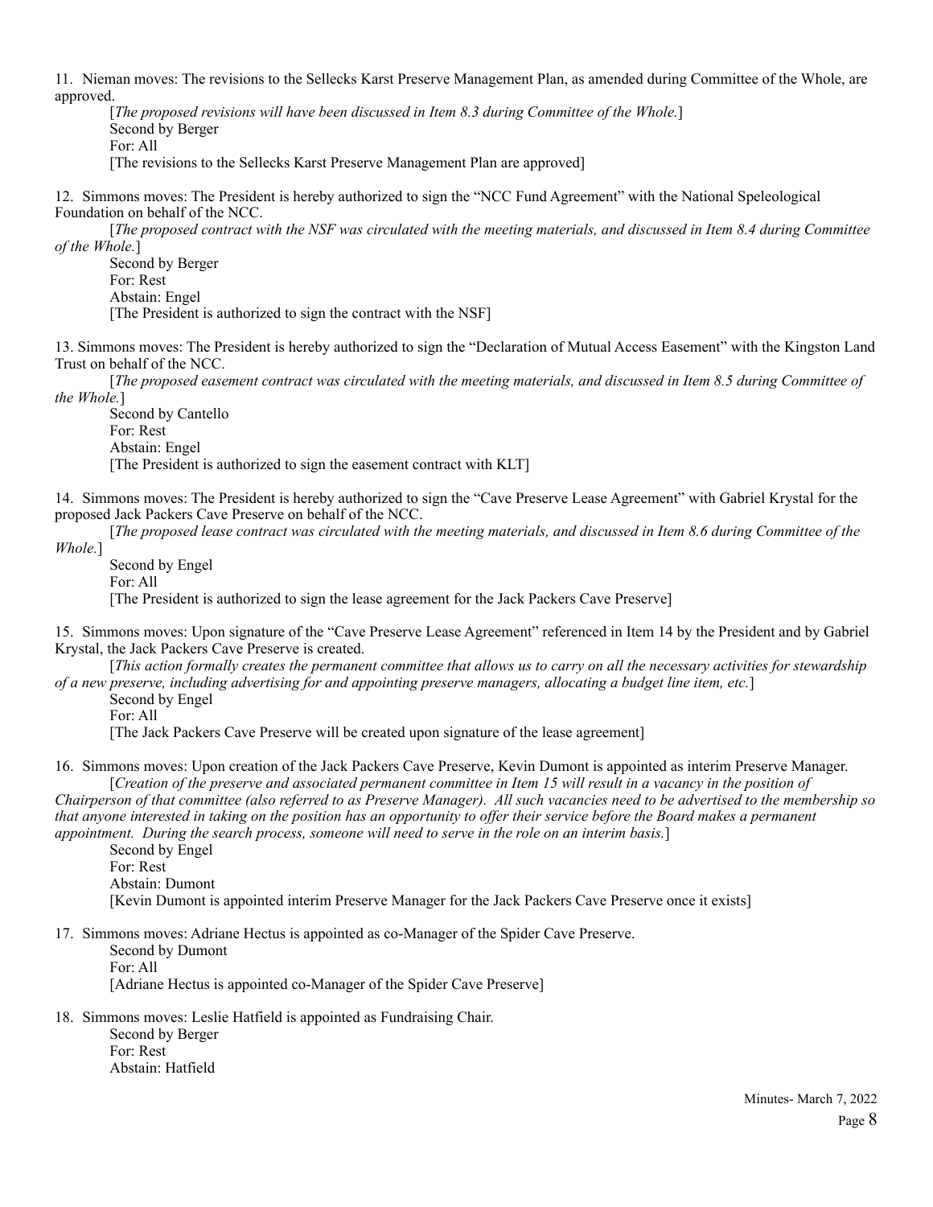11. Nieman moves: The revisions to the Sellecks Karst Preserve Management Plan, as amended during Committee of the Whole, are approved.

   [*The proposed revisions will have been discussed in Item 8.3 during Committee of the Whole.*]  
   Second by Berger  
   For: All  
   [The revisions to the Sellecks Karst Preserve Management Plan are approved]

12. Simmons moves: The President is hereby authorized to sign the "NCC Fund Agreement" with the National Speleological Foundation on behalf of the NCC.

   [*The proposed contract with the NSF was circulated with the meeting materials, and discussed in Item 8.4 during Committee of the Whole.*]  
   Second by Berger  
   For: Rest  
   Abstain: Engel  
   [The President is authorized to sign the contract with the NSF]

13. Simmons moves: The President is hereby authorized to sign the "Declaration of Mutual Access Easement" with the Kingston Land Trust on behalf of the NCC.

   [*The proposed easement contract was circulated with the meeting materials, and discussed in Item 8.5 during Committee of the Whole.*]  
   Second by Cantello  
   For: Rest  
   Abstain: Engel  
   [The President is authorized to sign the easement contract with KLT]

14. Simmons moves: The President is hereby authorized to sign the "Cave Preserve Lease Agreement" with Gabriel Krystal for the proposed Jack Packers Cave Preserve on behalf of the NCC.

   [*The proposed lease contract was circulated with the meeting materials, and discussed in Item 8.6 during Committee of the Whole.*]  
   Second by Engel  
   For: All  
   [The President is authorized to sign the lease agreement for the Jack Packers Cave Preserve]

15. Simmons moves: Upon signature of the "Cave Preserve Lease Agreement" referenced in Item 14 by the President and by Gabriel Krystal, the Jack Packers Cave Preserve is created.

   [*This action formally creates the permanent committee that allows us to carry on all the necessary activities for stewardship of a new preserve, including advertising for and appointing preserve managers, allocating a budget line item, etc.*]  
   Second by Engel  
   For: All  
   [The Jack Packers Cave Preserve will be created upon signature of the lease agreement]

16. Simmons moves: Upon creation of the Jack Packers Cave Preserve, Kevin Dumont is appointed as interim Preserve Manager.

   [*Creation of the preserve and associated permanent committee in Item 15 will result in a vacancy in the position of Chairperson of that committee (also referred to as Preserve Manager). All such vacancies need to be advertised to the membership so that anyone interested in taking on the position has an opportunity to offer their service before the Board makes a permanent appointment. During the search process, someone will need to serve in the role on an interim basis.*]  
   Second by Engel  
   For: Rest  
   Abstain: Dumont  
   [Kevin Dumont is appointed interim Preserve Manager for the Jack Packers Cave Preserve once it exists]

17. Simmons moves: Adriane Hectus is appointed as co-Manager of the Spider Cave Preserve.

   Second by Dumont  
   For: All  
   [Adriane Hectus is appointed co-Manager of the Spider Cave Preserve]

18. Simmons moves: Leslie Hatfield is appointed as Fundraising Chair.

   Second by Berger  
   For: Rest  
   Abstain: Hatfield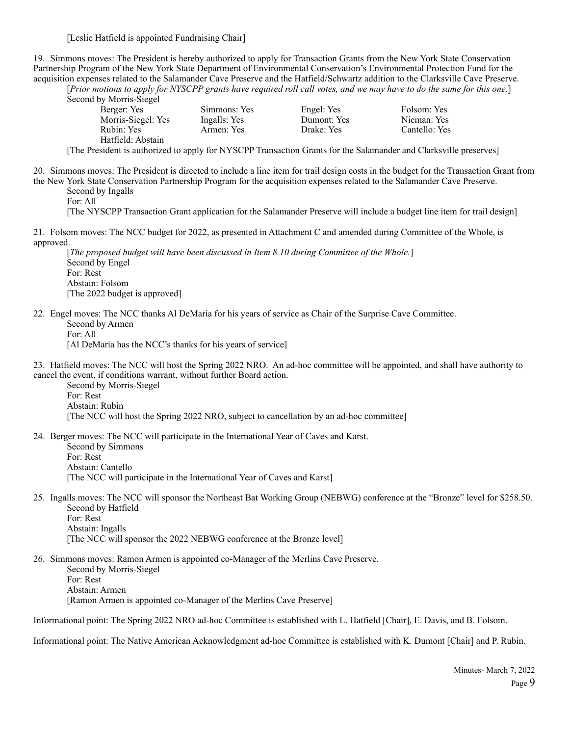[Leslie Hatfield is appointed Fundraising Chair]

19. Simmons moves: The President is hereby authorized to apply for Transaction Grants from the New York State Conservation Partnership Program of the New York State Department of Environmental Conservation's Environmental Protection Fund for the acquisition expenses related to the Salamander Cave Preserve and the Hatfield/Schwartz addition to the Clarksville Cave Preserve.

[*Prior motions to apply for NYSCPP grants have required roll call votes, and we may have to do the same for this one.*]

Second by Morris-Siegel

| | | | |
|---|---|---|---|
| Berger: Yes | Simmons: Yes | Engel: Yes | Folsom: Yes |
| Morris-Siegel: Yes | Ingalls: Yes | Dumont: Yes | Nieman: Yes |
| Rubin: Yes | Armen: Yes | Drake: Yes | Cantello: Yes |
| Hatfield: Abstain | | | |

[The President is authorized to apply for NYSCPP Transaction Grants for the Salamander and Clarksville preserves]

20. Simmons moves: The President is directed to include a line item for trail design costs in the budget for the Transaction Grant from the New York State Conservation Partnership Program for the acquisition expenses related to the Salamander Cave Preserve.

Second by Ingalls
For: All
[The NYSCPP Transaction Grant application for the Salamander Preserve will include a budget line item for trail design]

21. Folsom moves: The NCC budget for 2022, as presented in Attachment C and amended during Committee of the Whole, is approved.

[*The proposed budget will have been discussed in Item 8.10 during Committee of the Whole.*]
Second by Engel
For: Rest
Abstain: Folsom
[The 2022 budget is approved]

22. Engel moves: The NCC thanks Al DeMaria for his years of service as Chair of the Surprise Cave Committee.

Second by Armen
For: All
[Al DeMaria has the NCC's thanks for his years of service]

23. Hatfield moves: The NCC will host the Spring 2022 NRO. An ad-hoc committee will be appointed, and shall have authority to cancel the event, if conditions warrant, without further Board action.

Second by Morris-Siegel
For: Rest
Abstain: Rubin
[The NCC will host the Spring 2022 NRO, subject to cancellation by an ad-hoc committee]

24. Berger moves: The NCC will participate in the International Year of Caves and Karst.

Second by Simmons
For: Rest
Abstain: Cantello
[The NCC will participate in the International Year of Caves and Karst]

25. Ingalls moves: The NCC will sponsor the Northeast Bat Working Group (NEBWG) conference at the "Bronze" level for $258.50.

Second by Hatfield
For: Rest
Abstain: Ingalls
[The NCC will sponsor the 2022 NEBWG conference at the Bronze level]

26. Simmons moves: Ramon Armen is appointed co-Manager of the Merlins Cave Preserve.

Second by Morris-Siegel
For: Rest
Abstain: Armen
[Ramon Armen is appointed co-Manager of the Merlins Cave Preserve]

Informational point: The Spring 2022 NRO ad-hoc Committee is established with L. Hatfield [Chair], E. Davis, and B. Folsom.

Informational point: The Native American Acknowledgment ad-hoc Committee is established with K. Dumont [Chair] and P. Rubin.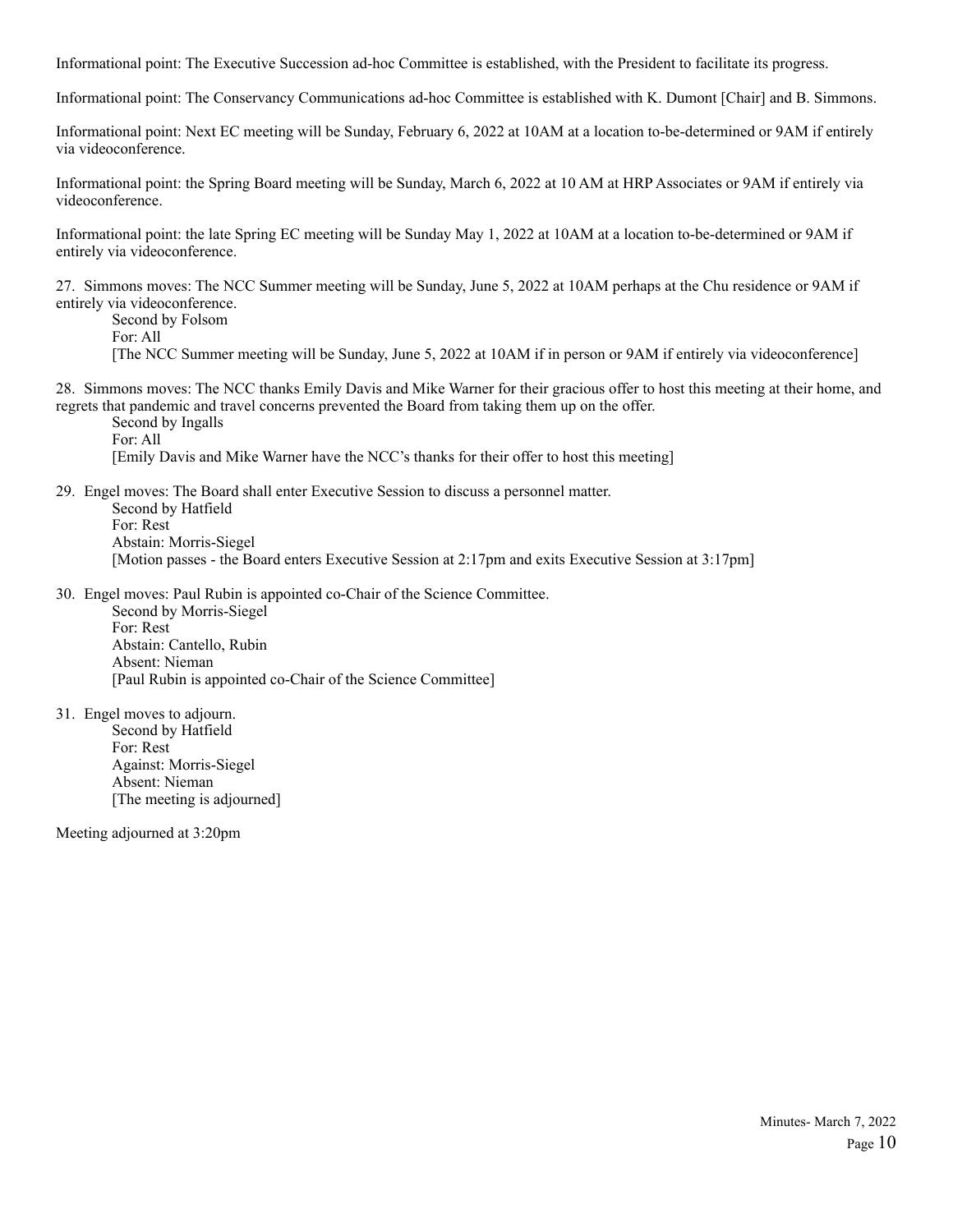Informational point: The Executive Succession ad-hoc Committee is established, with the President to facilitate its progress.

Informational point: The Conservancy Communications ad-hoc Committee is established with K. Dumont [Chair] and B. Simmons.

Informational point: Next EC meeting will be Sunday, February 6, 2022 at 10AM at a location to-be-determined or 9AM if entirely via videoconference.

Informational point: the Spring Board meeting will be Sunday, March 6, 2022 at 10 AM at HRP Associates or 9AM if entirely via videoconference.

Informational point: the late Spring EC meeting will be Sunday May 1, 2022 at 10AM at a location to-be-determined or 9AM if entirely via videoconference.

27. Simmons moves: The NCC Summer meeting will be Sunday, June 5, 2022 at 10AM perhaps at the Chu residence or 9AM if entirely via videoconference.
    Second by Folsom
    For: All
    [The NCC Summer meeting will be Sunday, June 5, 2022 at 10AM if in person or 9AM if entirely via videoconference]

28. Simmons moves: The NCC thanks Emily Davis and Mike Warner for their gracious offer to host this meeting at their home, and regrets that pandemic and travel concerns prevented the Board from taking them up on the offer.
    Second by Ingalls
    For: All
    [Emily Davis and Mike Warner have the NCC's thanks for their offer to host this meeting]

29. Engel moves: The Board shall enter Executive Session to discuss a personnel matter.
    Second by Hatfield
    For: Rest
    Abstain: Morris-Siegel
    [Motion passes - the Board enters Executive Session at 2:17pm and exits Executive Session at 3:17pm]

30. Engel moves: Paul Rubin is appointed co-Chair of the Science Committee.
    Second by Morris-Siegel
    For: Rest
    Abstain: Cantello, Rubin
    Absent: Nieman
    [Paul Rubin is appointed co-Chair of the Science Committee]

31. Engel moves to adjourn.
    Second by Hatfield
    For: Rest
    Against: Morris-Siegel
    Absent: Nieman
    [The meeting is adjourned]

Meeting adjourned at 3:20pm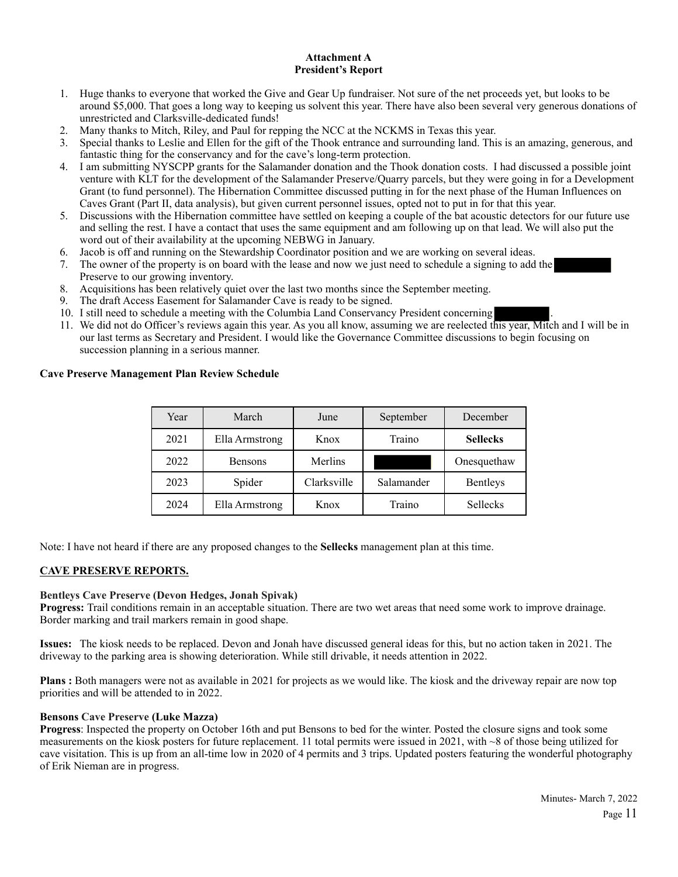**Attachment A**
**President's Report**

1. Huge thanks to everyone that worked the Give and Gear Up fundraiser. Not sure of the net proceeds yet, but looks to be around $5,000. That goes a long way to keeping us solvent this year. There have also been several very generous donations of unrestricted and Clarksville-dedicated funds!
2. Many thanks to Mitch, Riley, and Paul for repping the NCC at the NCKMS in Texas this year.
3. Special thanks to Leslie and Ellen for the gift of the Thook entrance and surrounding land. This is an amazing, generous, and fantastic thing for the conservancy and for the cave's long-term protection.
4. I am submitting NYSCPP grants for the Salamander donation and the Thook donation costs. I had discussed a possible joint venture with KLT for the development of the Salamander Preserve/Quarry parcels, but they were going in for a Development Grant (to fund personnel). The Hibernation Committee discussed putting in for the next phase of the Human Influences on Caves Grant (Part II, data analysis), but given current personnel issues, opted not to put in for that this year.
5. Discussions with the Hibernation committee have settled on keeping a couple of the bat acoustic detectors for our future use and selling the rest. I have a contact that uses the same equipment and am following up on that lead. We will also put the word out of their availability at the upcoming NEBWG in January.
6. Jacob is off and running on the Stewardship Coordinator position and we are working on several ideas.
7. The owner of the property is on board with the lease and now we just need to schedule a signing to add the [REDACTED] Preserve to our growing inventory.
8. Acquisitions has been relatively quiet over the last two months since the September meeting.
9. The draft Access Easement for Salamander Cave is ready to be signed.
10. I still need to schedule a meeting with the Columbia Land Conservancy President concerning [REDACTED].
11. We did not do Officer's reviews again this year. As you all know, assuming we are reelected this year, Mitch and I will be in our last terms as Secretary and President. I would like the Governance Committee discussions to begin focusing on succession planning in a serious manner.

**Cave Preserve Management Plan Review Schedule**

| Year | March | June | September | December |
|---|---|---|---|---|
| 2021 | Ella Armstrong | Knox | Traino | **Sellecks** |
| 2022 | Bensons | Merlins | [REDACTED] | Onesquethaw |
| 2023 | Spider | Clarksville | Salamander | Bentleys |
| 2024 | Ella Armstrong | Knox | Traino | Sellecks |

Note: I have not heard if there are any proposed changes to the **Sellecks** management plan at this time.

## CAVE PRESERVE REPORTS.

**Bentleys Cave Preserve (Devon Hedges, Jonah Spivak)**

**Progress:** Trail conditions remain in an acceptable situation. There are two wet areas that need some work to improve drainage. Border marking and trail markers remain in good shape.

**Issues:** The kiosk needs to be replaced. Devon and Jonah have discussed general ideas for this, but no action taken in 2021. The driveway to the parking area is showing deterioration. While still drivable, it needs attention in 2022.

**Plans :** Both managers were not as available in 2021 for projects as we would like. The kiosk and the driveway repair are now top priorities and will be attended to in 2022.

**Bensons Cave Preserve (Luke Mazza)**

**Progress**: Inspected the property on October 16th and put Bensons to bed for the winter. Posted the closure signs and took some measurements on the kiosk posters for future replacement. 11 total permits were issued in 2021, with ~8 of those being utilized for cave visitation. This is up from an all-time low in 2020 of 4 permits and 3 trips. Updated posters featuring the wonderful photography of Erik Nieman are in progress.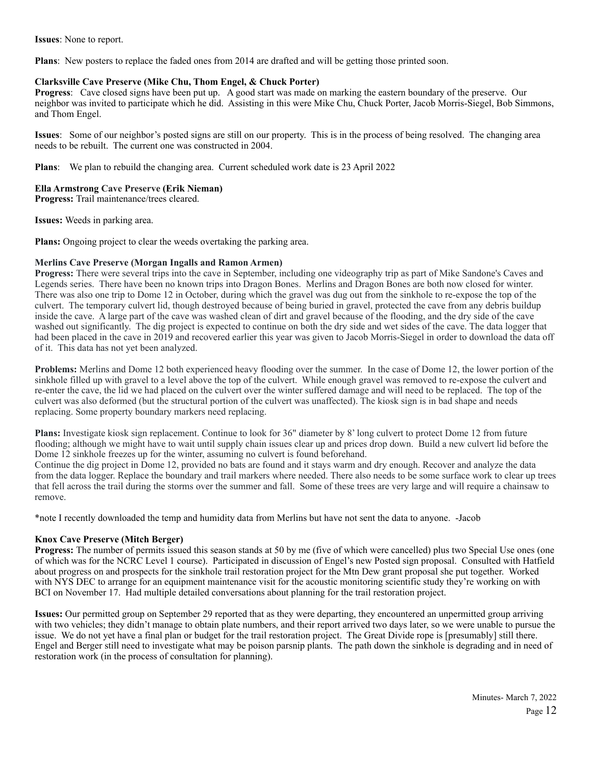**Issues**: None to report.

**Plans**: New posters to replace the faded ones from 2014 are drafted and will be getting those printed soon.

**Clarksville Cave Preserve (Mike Chu, Thom Engel, & Chuck Porter)**

**Progress**: Cave closed signs have been put up. A good start was made on marking the eastern boundary of the preserve. Our neighbor was invited to participate which he did. Assisting in this were Mike Chu, Chuck Porter, Jacob Morris-Siegel, Bob Simmons, and Thom Engel.

**Issues**: Some of our neighbor's posted signs are still on our property. This is in the process of being resolved. The changing area needs to be rebuilt. The current one was constructed in 2004.

**Plans**: We plan to rebuild the changing area. Current scheduled work date is 23 April 2022

**Ella Armstrong Cave Preserve (Erik Nieman)**

**Progress:** Trail maintenance/trees cleared.

**Issues:** Weeds in parking area.

**Plans:** Ongoing project to clear the weeds overtaking the parking area.

**Merlins Cave Preserve (Morgan Ingalls and Ramon Armen)**

**Progress:** There were several trips into the cave in September, including one videography trip as part of Mike Sandone's Caves and Legends series. There have been no known trips into Dragon Bones. Merlins and Dragon Bones are both now closed for winter. There was also one trip to Dome 12 in October, during which the gravel was dug out from the sinkhole to re-expose the top of the culvert. The temporary culvert lid, though destroyed because of being buried in gravel, protected the cave from any debris buildup inside the cave. A large part of the cave was washed clean of dirt and gravel because of the flooding, and the dry side of the cave washed out significantly. The dig project is expected to continue on both the dry side and wet sides of the cave. The data logger that had been placed in the cave in 2019 and recovered earlier this year was given to Jacob Morris-Siegel in order to download the data off of it. This data has not yet been analyzed.

**Problems:** Merlins and Dome 12 both experienced heavy flooding over the summer. In the case of Dome 12, the lower portion of the sinkhole filled up with gravel to a level above the top of the culvert. While enough gravel was removed to re-expose the culvert and re-enter the cave, the lid we had placed on the culvert over the winter suffered damage and will need to be replaced. The top of the culvert was also deformed (but the structural portion of the culvert was unaffected). The kiosk sign is in bad shape and needs replacing. Some property boundary markers need replacing.

**Plans:** Investigate kiosk sign replacement. Continue to look for 36" diameter by 8' long culvert to protect Dome 12 from future flooding; although we might have to wait until supply chain issues clear up and prices drop down. Build a new culvert lid before the Dome 12 sinkhole freezes up for the winter, assuming no culvert is found beforehand.
Continue the dig project in Dome 12, provided no bats are found and it stays warm and dry enough. Recover and analyze the data from the data logger. Replace the boundary and trail markers where needed. There also needs to be some surface work to clear up trees that fell across the trail during the storms over the summer and fall. Some of these trees are very large and will require a chainsaw to remove.

*note I recently downloaded the temp and humidity data from Merlins but have not sent the data to anyone. -Jacob

**Knox Cave Preserve (Mitch Berger)**

**Progress:** The number of permits issued this season stands at 50 by me (five of which were cancelled) plus two Special Use ones (one of which was for the NCRC Level 1 course). Participated in discussion of Engel's new Posted sign proposal. Consulted with Hatfield about progress on and prospects for the sinkhole trail restoration project for the Mtn Dew grant proposal she put together. Worked with NYS DEC to arrange for an equipment maintenance visit for the acoustic monitoring scientific study they're working on with BCI on November 17. Had multiple detailed conversations about planning for the trail restoration project.

**Issues:** Our permitted group on September 29 reported that as they were departing, they encountered an unpermitted group arriving with two vehicles; they didn't manage to obtain plate numbers, and their report arrived two days later, so we were unable to pursue the issue. We do not yet have a final plan or budget for the trail restoration project. The Great Divide rope is [presumably] still there. Engel and Berger still need to investigate what may be poison parsnip plants. The path down the sinkhole is degrading and in need of restoration work (in the process of consultation for planning).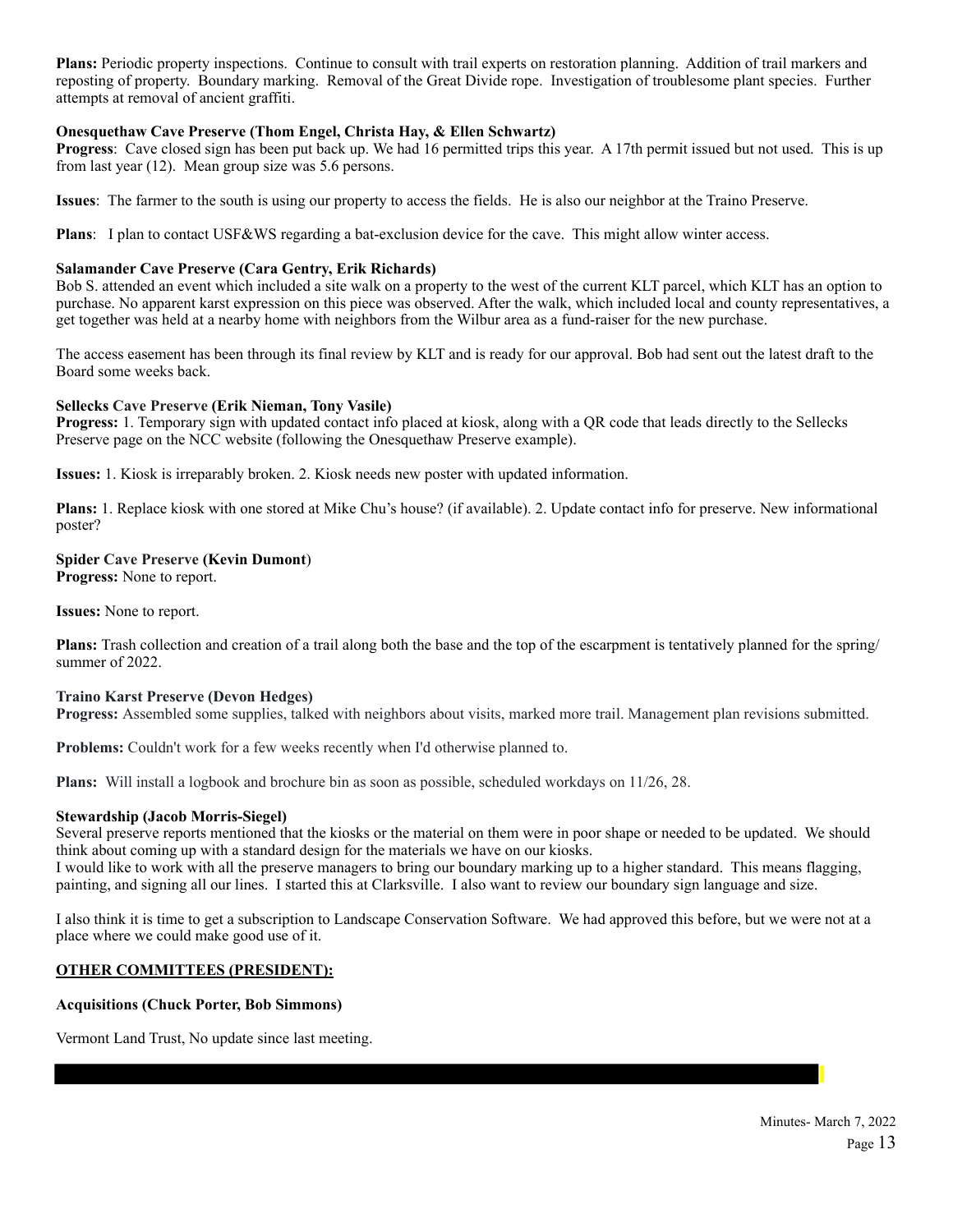**Plans:** Periodic property inspections. Continue to consult with trail experts on restoration planning. Addition of trail markers and reposting of property. Boundary marking. Removal of the Great Divide rope. Investigation of troublesome plant species. Further attempts at removal of ancient graffiti.

**Onesquethaw Cave Preserve (Thom Engel, Christa Hay, & Ellen Schwartz)**

**Progress**: Cave closed sign has been put back up. We had 16 permitted trips this year. A 17th permit issued but not used. This is up from last year (12). Mean group size was 5.6 persons.

**Issues**: The farmer to the south is using our property to access the fields. He is also our neighbor at the Traino Preserve.

**Plans**: I plan to contact USF&WS regarding a bat-exclusion device for the cave. This might allow winter access.

**Salamander Cave Preserve (Cara Gentry, Erik Richards)**

Bob S. attended an event which included a site walk on a property to the west of the current KLT parcel, which KLT has an option to purchase. No apparent karst expression on this piece was observed. After the walk, which included local and county representatives, a get together was held at a nearby home with neighbors from the Wilbur area as a fund-raiser for the new purchase.

The access easement has been through its final review by KLT and is ready for our approval. Bob had sent out the latest draft to the Board some weeks back.

**Sellecks Cave Preserve (Erik Nieman, Tony Vasile)**

**Progress:** 1. Temporary sign with updated contact info placed at kiosk, along with a QR code that leads directly to the Sellecks Preserve page on the NCC website (following the Onesquethaw Preserve example).

**Issues:** 1. Kiosk is irreparably broken. 2. Kiosk needs new poster with updated information.

**Plans:** 1. Replace kiosk with one stored at Mike Chu's house? (if available). 2. Update contact info for preserve. New informational poster?

**Spider Cave Preserve (Kevin Dumont)**

**Progress:** None to report.

**Issues:** None to report.

**Plans:** Trash collection and creation of a trail along both the base and the top of the escarpment is tentatively planned for the spring/summer of 2022.

**Traino Karst Preserve (Devon Hedges)**

**Progress:** Assembled some supplies, talked with neighbors about visits, marked more trail. Management plan revisions submitted.

**Problems:** Couldn't work for a few weeks recently when I'd otherwise planned to.

**Plans:** Will install a logbook and brochure bin as soon as possible, scheduled workdays on 11/26, 28.

**Stewardship (Jacob Morris-Siegel)**

Several preserve reports mentioned that the kiosks or the material on them were in poor shape or needed to be updated. We should think about coming up with a standard design for the materials we have on our kiosks.

I would like to work with all the preserve managers to bring our boundary marking up to a higher standard. This means flagging, painting, and signing all our lines. I started this at Clarksville. I also want to review our boundary sign language and size.

I also think it is time to get a subscription to Landscape Conservation Software. We had approved this before, but we were not at a place where we could make good use of it.

**OTHER COMMITTEES (PRESIDENT):**

**Acquisitions (Chuck Porter, Bob Simmons)**

Vermont Land Trust, No update since last meeting.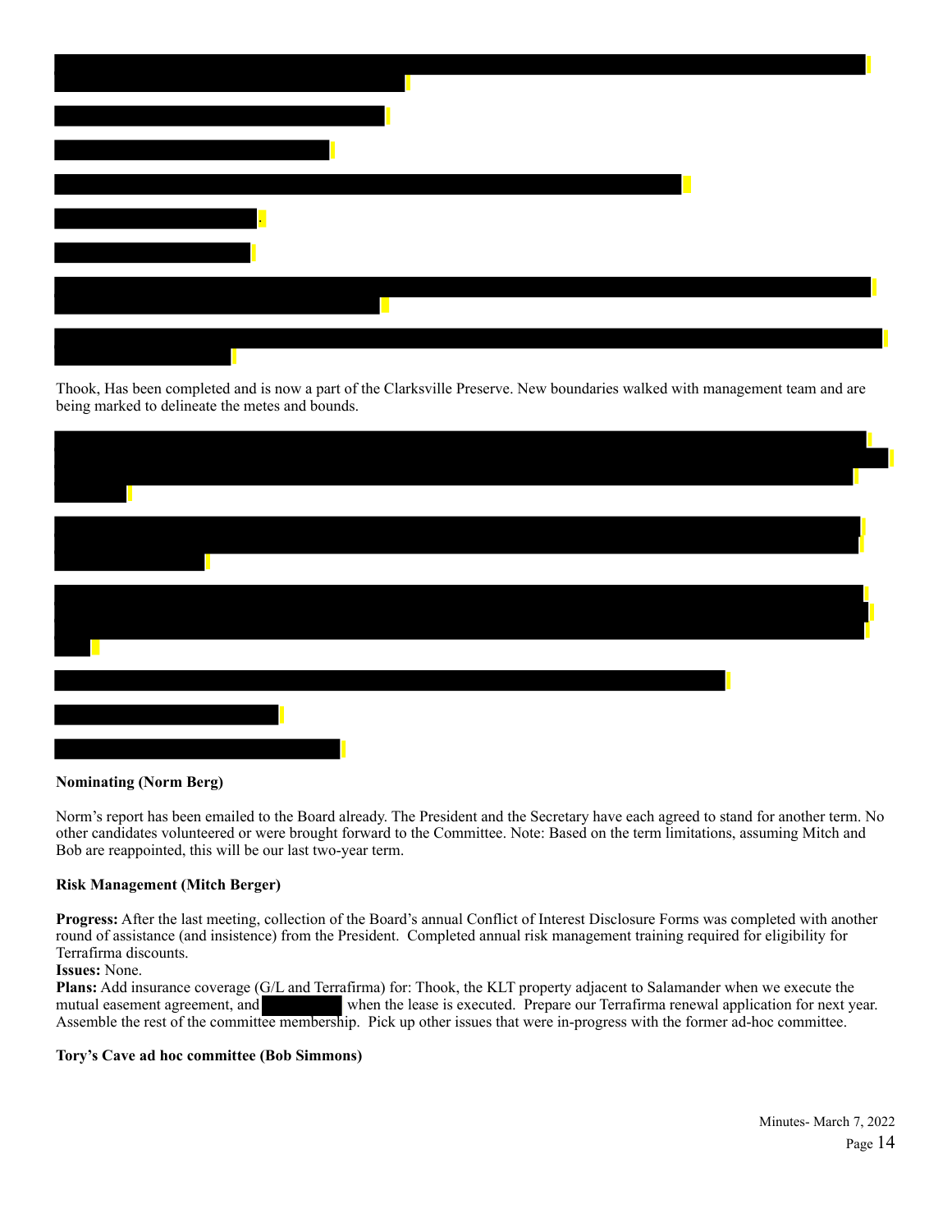Thook, Has been completed and is now a part of the Clarksville Preserve. New boundaries walked with management team and are being marked to delineate the metes and bounds.

**Nominating (Norm Berg)**

Norm's report has been emailed to the Board already. The President and the Secretary have each agreed to stand for another term. No other candidates volunteered or were brought forward to the Committee. Note: Based on the term limitations, assuming Mitch and Bob are reappointed, this will be our last two-year term.

**Risk Management (Mitch Berger)**

**Progress:** After the last meeting, collection of the Board's annual Conflict of Interest Disclosure Forms was completed with another round of assistance (and insistence) from the President. Completed annual risk management training required for eligibility for Terrafirma discounts.

**Issues:** None.

**Plans:** Add insurance coverage (G/L and Terrafirma) for: Thook, the KLT property adjacent to Salamander when we execute the mutual easement agreement, and [REDACTED] when the lease is executed. Prepare our Terrafirma renewal application for next year. Assemble the rest of the committee membership. Pick up other issues that were in-progress with the former ad-hoc committee.

**Tory's Cave ad hoc committee (Bob Simmons)**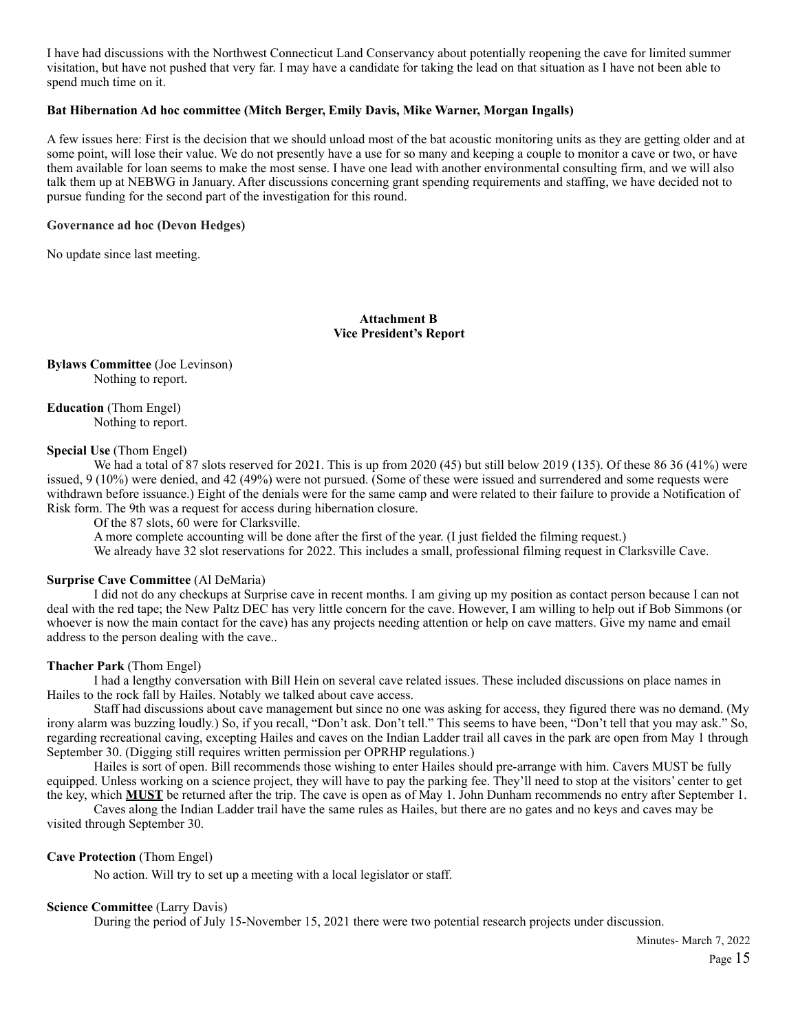I have had discussions with the Northwest Connecticut Land Conservancy about potentially reopening the cave for limited summer visitation, but have not pushed that very far. I may have a candidate for taking the lead on that situation as I have not been able to spend much time on it.

**Bat Hibernation Ad hoc committee (Mitch Berger, Emily Davis, Mike Warner, Morgan Ingalls)**

A few issues here: First is the decision that we should unload most of the bat acoustic monitoring units as they are getting older and at some point, will lose their value. We do not presently have a use for so many and keeping a couple to monitor a cave or two, or have them available for loan seems to make the most sense. I have one lead with another environmental consulting firm, and we will also talk them up at NEBWG in January. After discussions concerning grant spending requirements and staffing, we have decided not to pursue funding for the second part of the investigation for this round.

**Governance ad hoc (Devon Hedges)**

No update since last meeting.

## Attachment B
## Vice President's Report

**Bylaws Committee** (Joe Levinson)
Nothing to report.

**Education** (Thom Engel)
Nothing to report.

**Special Use** (Thom Engel)

We had a total of 87 slots reserved for 2021. This is up from 2020 (45) but still below 2019 (135). Of these 86 36 (41%) were issued, 9 (10%) were denied, and 42 (49%) were not pursued. (Some of these were issued and surrendered and some requests were withdrawn before issuance.) Eight of the denials were for the same camp and were related to their failure to provide a Notification of Risk form. The 9th was a request for access during hibernation closure.

Of the 87 slots, 60 were for Clarksville.

A more complete accounting will be done after the first of the year. (I just fielded the filming request.)

We already have 32 slot reservations for 2022. This includes a small, professional filming request in Clarksville Cave.

**Surprise Cave Committee** (Al DeMaria)

I did not do any checkups at Surprise cave in recent months. I am giving up my position as contact person because I can not deal with the red tape; the New Paltz DEC has very little concern for the cave. However, I am willing to help out if Bob Simmons (or whoever is now the main contact for the cave) has any projects needing attention or help on cave matters. Give my name and email address to the person dealing with the cave..

**Thacher Park** (Thom Engel)

I had a lengthy conversation with Bill Hein on several cave related issues. These included discussions on place names in Hailes to the rock fall by Hailes. Notably we talked about cave access.

Staff had discussions about cave management but since no one was asking for access, they figured there was no demand. (My irony alarm was buzzing loudly.) So, if you recall, "Don't ask. Don't tell." This seems to have been, "Don't tell that you may ask." So, regarding recreational caving, excepting Hailes and caves on the Indian Ladder trail all caves in the park are open from May 1 through September 30. (Digging still requires written permission per OPRHP regulations.)

Hailes is sort of open. Bill recommends those wishing to enter Hailes should pre-arrange with him. Cavers MUST be fully equipped. Unless working on a science project, they will have to pay the parking fee. They'll need to stop at the visitors' center to get the key, which **MUST** be returned after the trip. The cave is open as of May 1. John Dunham recommends no entry after September 1.

Caves along the Indian Ladder trail have the same rules as Hailes, but there are no gates and no keys and caves may be visited through September 30.

**Cave Protection** (Thom Engel)

No action. Will try to set up a meeting with a local legislator or staff.

**Science Committee** (Larry Davis)

During the period of July 15-November 15, 2021 there were two potential research projects under discussion.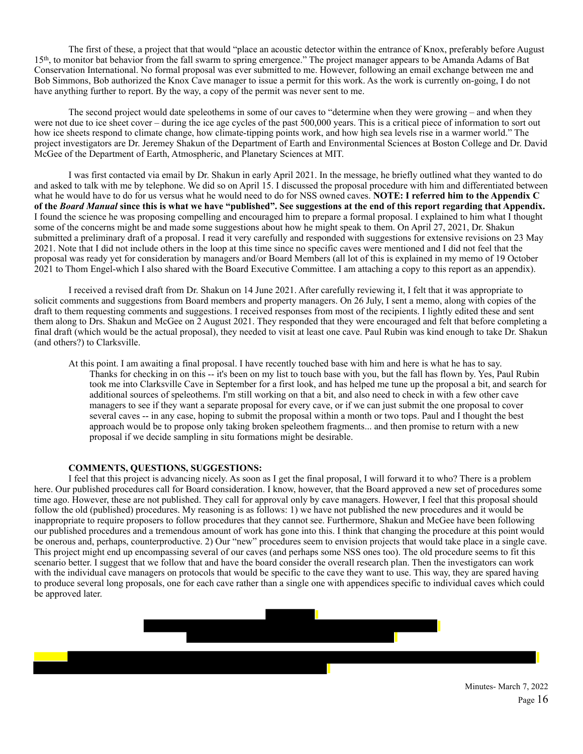The first of these, a project that that would "place an acoustic detector within the entrance of Knox, preferably before August 15th, to monitor bat behavior from the fall swarm to spring emergence." The project manager appears to be Amanda Adams of Bat Conservation International. No formal proposal was ever submitted to me. However, following an email exchange between me and Bob Simmons, Bob authorized the Knox Cave manager to issue a permit for this work. As the work is currently on-going, I do not have anything further to report. By the way, a copy of the permit was never sent to me.

The second project would date speleothems in some of our caves to "determine when they were growing – and when they were not due to ice sheet cover – during the ice age cycles of the past 500,000 years. This is a critical piece of information to sort out how ice sheets respond to climate change, how climate-tipping points work, and how high sea levels rise in a warmer world." The project investigators are Dr. Jeremey Shakun of the Department of Earth and Environmental Sciences at Boston College and Dr. David McGee of the Department of Earth, Atmospheric, and Planetary Sciences at MIT.

I was first contacted via email by Dr. Shakun in early April 2021. In the message, he briefly outlined what they wanted to do and asked to talk with me by telephone. We did so on April 15. I discussed the proposal procedure with him and differentiated between what he would have to do for us versus what he would need to do for NSS owned caves. **NOTE: I referred him to the Appendix C of the *Board Manual* since this is what we have "published". See suggestions at the end of this report regarding that Appendix.** I found the science he was proposing compelling and encouraged him to prepare a formal proposal. I explained to him what I thought some of the concerns might be and made some suggestions about how he might speak to them. On April 27, 2021, Dr. Shakun submitted a preliminary draft of a proposal. I read it very carefully and responded with suggestions for extensive revisions on 23 May 2021. Note that I did not include others in the loop at this time since no specific caves were mentioned and I did not feel that the proposal was ready yet for consideration by managers and/or Board Members (all lot of this is explained in my memo of 19 October 2021 to Thom Engel-which I also shared with the Board Executive Committee. I am attaching a copy to this report as an appendix).

I received a revised draft from Dr. Shakun on 14 June 2021. After carefully reviewing it, I felt that it was appropriate to solicit comments and suggestions from Board members and property managers. On 26 July, I sent a memo, along with copies of the draft to them requesting comments and suggestions. I received responses from most of the recipients. I lightly edited these and sent them along to Drs. Shakun and McGee on 2 August 2021. They responded that they were encouraged and felt that before completing a final draft (which would be the actual proposal), they needed to visit at least one cave. Paul Rubin was kind enough to take Dr. Shakun (and others?) to Clarksville.

At this point. I am awaiting a final proposal. I have recently touched base with him and here is what he has to say.

> Thanks for checking in on this -- it's been on my list to touch base with you, but the fall has flown by. Yes, Paul Rubin took me into Clarksville Cave in September for a first look, and has helped me tune up the proposal a bit, and search for additional sources of speleothems. I'm still working on that a bit, and also need to check in with a few other cave managers to see if they want a separate proposal for every cave, or if we can just submit the one proposal to cover several caves -- in any case, hoping to submit the proposal within a month or two tops. Paul and I thought the best approach would be to propose only taking broken speleothem fragments... and then promise to return with a new proposal if we decide sampling in situ formations might be desirable.

**COMMENTS, QUESTIONS, SUGGESTIONS:**

I feel that this project is advancing nicely. As soon as I get the final proposal, I will forward it to who? There is a problem here. Our published procedures call for Board consideration. I know, however, that the Board approved a new set of procedures some time ago. However, these are not published. They call for approval only by cave managers. However, I feel that this proposal should follow the old (published) procedures. My reasoning is as follows: 1) we have not published the new procedures and it would be inappropriate to require proposers to follow procedures that they cannot see. Furthermore, Shakun and McGee have been following our published procedures and a tremendous amount of work has gone into this. I think that changing the procedure at this point would be onerous and, perhaps, counterproductive. 2) Our "new" procedures seem to envision projects that would take place in a single cave. This project might end up encompassing several of our caves (and perhaps some NSS ones too). The old procedure seems to fit this scenario better. I suggest that we follow that and have the board consider the overall research plan. Then the investigators can work with the individual cave managers on protocols that would be specific to the cave they want to use. This way, they are spared having to produce several long proposals, one for each cave rather than a single one with appendices specific to individual caves which could be approved later.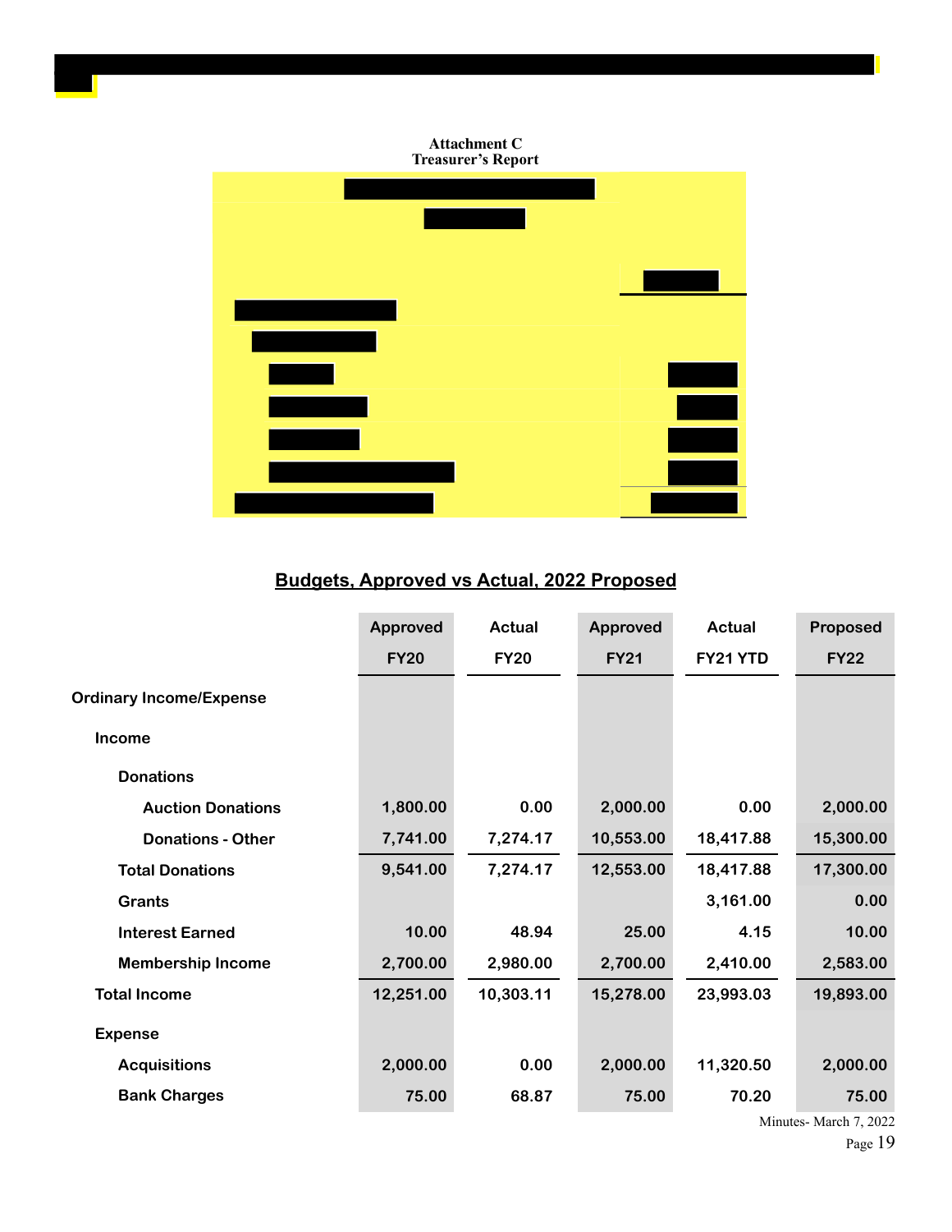**Attachment C**
**Treasurer's Report**

## Budgets, Approved vs Actual, 2022 Proposed

| | Approved FY20 | Actual FY20 | Approved FY21 | Actual FY21 YTD | Proposed FY22 |
|---|---|---|---|---|---|
| **Ordinary Income/Expense** | | | | | |
| **Income** | | | | | |
| **Donations** | | | | | |
| **Auction Donations** | 1,800.00 | 0.00 | 2,000.00 | 0.00 | 2,000.00 |
| **Donations - Other** | 7,741.00 | 7,274.17 | 10,553.00 | 18,417.88 | 15,300.00 |
| **Total Donations** | 9,541.00 | 7,274.17 | 12,553.00 | 18,417.88 | 17,300.00 |
| **Grants** | | | | 3,161.00 | 0.00 |
| **Interest Earned** | 10.00 | 48.94 | 25.00 | 4.15 | 10.00 |
| **Membership Income** | 2,700.00 | 2,980.00 | 2,700.00 | 2,410.00 | 2,583.00 |
| **Total Income** | 12,251.00 | 10,303.11 | 15,278.00 | 23,993.03 | 19,893.00 |
| **Expense** | | | | | |
| **Acquisitions** | 2,000.00 | 0.00 | 2,000.00 | 11,320.50 | 2,000.00 |
| **Bank Charges** | 75.00 | 68.87 | 75.00 | 70.20 | 75.00 |

Minutes- March 7, 2022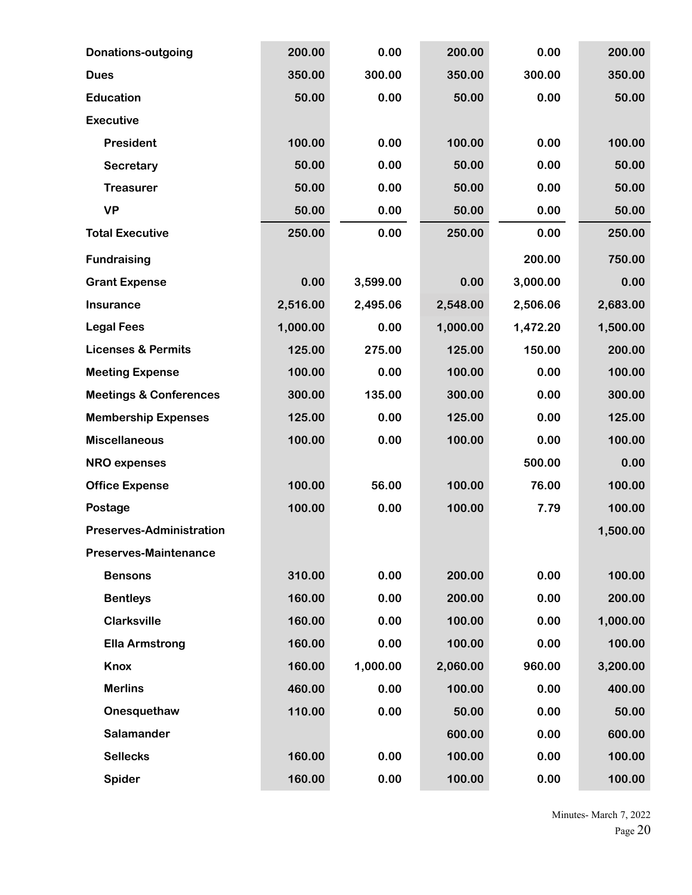| | | | | | |
|---|---|---|---|---|---|
| **Donations-outgoing** | **200.00** | **0.00** | **200.00** | **0.00** | **200.00** |
| **Dues** | **350.00** | **300.00** | **350.00** | **300.00** | **350.00** |
| **Education** | **50.00** | **0.00** | **50.00** | **0.00** | **50.00** |
| **Executive** | | | | | |
| **President** | **100.00** | **0.00** | **100.00** | **0.00** | **100.00** |
| **Secretary** | **50.00** | **0.00** | **50.00** | **0.00** | **50.00** |
| **Treasurer** | **50.00** | **0.00** | **50.00** | **0.00** | **50.00** |
| **VP** | **50.00** | **0.00** | **50.00** | **0.00** | **50.00** |
| **Total Executive** | **250.00** | **0.00** | **250.00** | **0.00** | **250.00** |
| **Fundraising** | | | | **200.00** | **750.00** |
| **Grant Expense** | **0.00** | **3,599.00** | **0.00** | **3,000.00** | **0.00** |
| **Insurance** | **2,516.00** | **2,495.06** | **2,548.00** | **2,506.06** | **2,683.00** |
| **Legal Fees** | **1,000.00** | **0.00** | **1,000.00** | **1,472.20** | **1,500.00** |
| **Licenses & Permits** | **125.00** | **275.00** | **125.00** | **150.00** | **200.00** |
| **Meeting Expense** | **100.00** | **0.00** | **100.00** | **0.00** | **100.00** |
| **Meetings & Conferences** | **300.00** | **135.00** | **300.00** | **0.00** | **300.00** |
| **Membership Expenses** | **125.00** | **0.00** | **125.00** | **0.00** | **125.00** |
| **Miscellaneous** | **100.00** | **0.00** | **100.00** | **0.00** | **100.00** |
| **NRO expenses** | | | | **500.00** | **0.00** |
| **Office Expense** | **100.00** | **56.00** | **100.00** | **76.00** | **100.00** |
| **Postage** | **100.00** | **0.00** | **100.00** | **7.79** | **100.00** |
| **Preserves-Administration** | | | | | **1,500.00** |
| **Preserves-Maintenance** | | | | | |
| **Bensons** | **310.00** | **0.00** | **200.00** | **0.00** | **100.00** |
| **Bentleys** | **160.00** | **0.00** | **200.00** | **0.00** | **200.00** |
| **Clarksville** | **160.00** | **0.00** | **100.00** | **0.00** | **1,000.00** |
| **Ella Armstrong** | **160.00** | **0.00** | **100.00** | **0.00** | **100.00** |
| **Knox** | **160.00** | **1,000.00** | **2,060.00** | **960.00** | **3,200.00** |
| **Merlins** | **460.00** | **0.00** | **100.00** | **0.00** | **400.00** |
| **Onesquethaw** | **110.00** | **0.00** | **50.00** | **0.00** | **50.00** |
| **Salamander** | | | **600.00** | **0.00** | **600.00** |
| **Sellecks** | **160.00** | **0.00** | **100.00** | **0.00** | **100.00** |
| **Spider** | **160.00** | **0.00** | **100.00** | **0.00** | **100.00** |

Minutes- March 7, 2022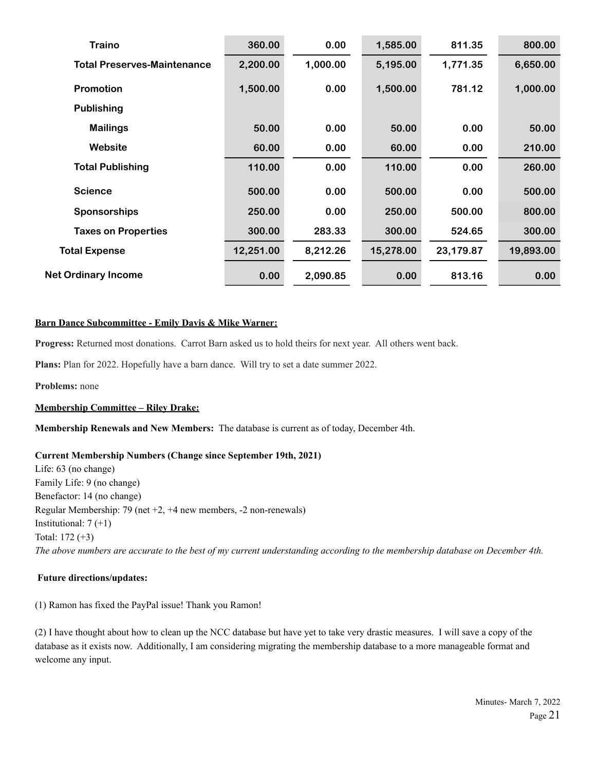| | | | | | |
|---|---|---|---|---|---|
| **Traino** | **360.00** | **0.00** | **1,585.00** | **811.35** | **800.00** |
| **Total Preserves-Maintenance** | **2,200.00** | **1,000.00** | **5,195.00** | **1,771.35** | **6,650.00** |
| **Promotion** | **1,500.00** | **0.00** | **1,500.00** | **781.12** | **1,000.00** |
| **Publishing** | | | | | |
| **Mailings** | **50.00** | **0.00** | **50.00** | **0.00** | **50.00** |
| **Website** | **60.00** | **0.00** | **60.00** | **0.00** | **210.00** |
| **Total Publishing** | **110.00** | **0.00** | **110.00** | **0.00** | **260.00** |
| **Science** | **500.00** | **0.00** | **500.00** | **0.00** | **500.00** |
| **Sponsorships** | **250.00** | **0.00** | **250.00** | **500.00** | **800.00** |
| **Taxes on Properties** | **300.00** | **283.33** | **300.00** | **524.65** | **300.00** |
| **Total Expense** | **12,251.00** | **8,212.26** | **15,278.00** | **23,179.87** | **19,893.00** |
| **Net Ordinary Income** | **0.00** | **2,090.85** | **0.00** | **813.16** | **0.00** |

**Barn Dance Subcommittee - Emily Davis & Mike Warner:**

**Progress:** Returned most donations. Carrot Barn asked us to hold theirs for next year. All others went back.

**Plans:** Plan for 2022. Hopefully have a barn dance. Will try to set a date summer 2022.

**Problems:** none

**Membership Committee – Riley Drake:**

**Membership Renewals and New Members:** The database is current as of today, December 4th.

**Current Membership Numbers (Change since September 19th, 2021)**
Life: 63 (no change)
Family Life: 9 (no change)
Benefactor: 14 (no change)
Regular Membership: 79 (net +2, +4 new members, -2 non-renewals)
Institutional: 7 (+1)
Total: 172 (+3)
*The above numbers are accurate to the best of my current understanding according to the membership database on December 4th.*

**Future directions/updates:**

(1) Ramon has fixed the PayPal issue! Thank you Ramon!

(2) I have thought about how to clean up the NCC database but have yet to take very drastic measures. I will save a copy of the database as it exists now. Additionally, I am considering migrating the membership database to a more manageable format and welcome any input.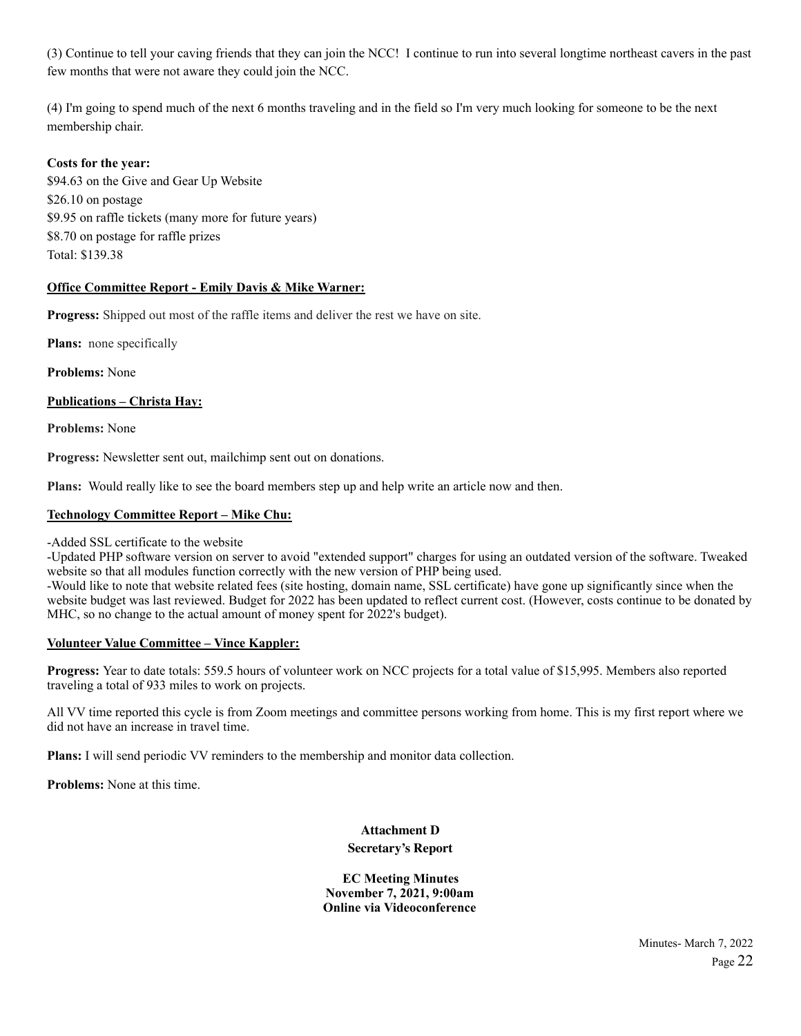(3) Continue to tell your caving friends that they can join the NCC! I continue to run into several longtime northeast cavers in the past few months that were not aware they could join the NCC.

(4) I'm going to spend much of the next 6 months traveling and in the field so I'm very much looking for someone to be the next membership chair.

**Costs for the year:**
$94.63 on the Give and Gear Up Website
$26.10 on postage
$9.95 on raffle tickets (many more for future years)
$8.70 on postage for raffle prizes
Total: $139.38

**<u>Office Committee Report - Emily Davis & Mike Warner:</u>**

**Progress:** Shipped out most of the raffle items and deliver the rest we have on site.

**Plans:** none specifically

**Problems:** None

**<u>Publications – Christa Hay:</u>**

**Problems:** None

**Progress:** Newsletter sent out, mailchimp sent out on donations.

**Plans:** Would really like to see the board members step up and help write an article now and then.

**<u>Technology Committee Report – Mike Chu:</u>**

-Added SSL certificate to the website
-Updated PHP software version on server to avoid "extended support" charges for using an outdated version of the software. Tweaked website so that all modules function correctly with the new version of PHP being used.
-Would like to note that website related fees (site hosting, domain name, SSL certificate) have gone up significantly since when the website budget was last reviewed. Budget for 2022 has been updated to reflect current cost. (However, costs continue to be donated by MHC, so no change to the actual amount of money spent for 2022's budget).

**<u>Volunteer Value Committee – Vince Kappler:</u>**

**Progress:** Year to date totals: 559.5 hours of volunteer work on NCC projects for a total value of $15,995. Members also reported traveling a total of 933 miles to work on projects.

All VV time reported this cycle is from Zoom meetings and committee persons working from home. This is my first report where we did not have an increase in travel time.

**Plans:** I will send periodic VV reminders to the membership and monitor data collection.

**Problems:** None at this time.

**Attachment D**

**Secretary's Report**

**EC Meeting Minutes**
**November 7, 2021, 9:00am**
**Online via Videoconference**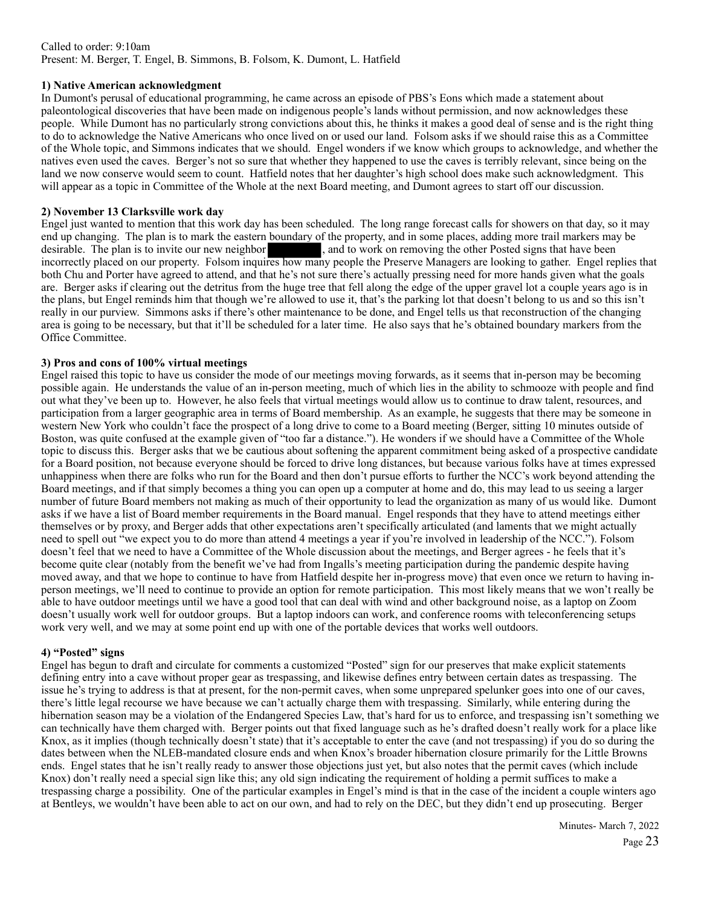Called to order: 9:10am
Present: M. Berger, T. Engel, B. Simmons, B. Folsom, K. Dumont, L. Hatfield

**1) Native American acknowledgment**

In Dumont's perusal of educational programming, he came across an episode of PBS's Eons which made a statement about paleontological discoveries that have been made on indigenous people's lands without permission, and now acknowledges these people. While Dumont has no particularly strong convictions about this, he thinks it makes a good deal of sense and is the right thing to do to acknowledge the Native Americans who once lived on or used our land. Folsom asks if we should raise this as a Committee of the Whole topic, and Simmons indicates that we should. Engel wonders if we know which groups to acknowledge, and whether the natives even used the caves. Berger's not so sure that whether they happened to use the caves is terribly relevant, since being on the land we now conserve would seem to count. Hatfield notes that her daughter's high school does make such acknowledgment. This will appear as a topic in Committee of the Whole at the next Board meeting, and Dumont agrees to start off our discussion.

**2) November 13 Clarksville work day**

Engel just wanted to mention that this work day has been scheduled. The long range forecast calls for showers on that day, so it may end up changing. The plan is to mark the eastern boundary of the property, and in some places, adding more trail markers may be desirable. The plan is to invite our new neighbor [REDACTED], and to work on removing the other Posted signs that have been incorrectly placed on our property. Folsom inquires how many people the Preserve Managers are looking to gather. Engel replies that both Chu and Porter have agreed to attend, and that he's not sure there's actually pressing need for more hands given what the goals are. Berger asks if clearing out the detritus from the huge tree that fell along the edge of the upper gravel lot a couple years ago is in the plans, but Engel reminds him that though we're allowed to use it, that's the parking lot that doesn't belong to us and so this isn't really in our purview. Simmons asks if there's other maintenance to be done, and Engel tells us that reconstruction of the changing area is going to be necessary, but that it'll be scheduled for a later time. He also says that he's obtained boundary markers from the Office Committee.

**3) Pros and cons of 100% virtual meetings**

Engel raised this topic to have us consider the mode of our meetings moving forwards, as it seems that in-person may be becoming possible again. He understands the value of an in-person meeting, much of which lies in the ability to schmooze with people and find out what they've been up to. However, he also feels that virtual meetings would allow us to continue to draw talent, resources, and participation from a larger geographic area in terms of Board membership. As an example, he suggests that there may be someone in western New York who couldn't face the prospect of a long drive to come to a Board meeting (Berger, sitting 10 minutes outside of Boston, was quite confused at the example given of "too far a distance."). He wonders if we should have a Committee of the Whole topic to discuss this. Berger asks that we be cautious about softening the apparent commitment being asked of a prospective candidate for a Board position, not because everyone should be forced to drive long distances, but because various folks have at times expressed unhappiness when there are folks who run for the Board and then don't pursue efforts to further the NCC's work beyond attending the Board meetings, and if that simply becomes a thing you can open up a computer at home and do, this may lead to us seeing a larger number of future Board members not making as much of their opportunity to lead the organization as many of us would like. Dumont asks if we have a list of Board member requirements in the Board manual. Engel responds that they have to attend meetings either themselves or by proxy, and Berger adds that other expectations aren't specifically articulated (and laments that we might actually need to spell out "we expect you to do more than attend 4 meetings a year if you're involved in leadership of the NCC."). Folsom doesn't feel that we need to have a Committee of the Whole discussion about the meetings, and Berger agrees - he feels that it's become quite clear (notably from the benefit we've had from Ingalls's meeting participation during the pandemic despite having moved away, and that we hope to continue to have from Hatfield despite her in-progress move) that even once we return to having in-person meetings, we'll need to continue to provide an option for remote participation. This most likely means that we won't really be able to have outdoor meetings until we have a good tool that can deal with wind and other background noise, as a laptop on Zoom doesn't usually work well for outdoor groups. But a laptop indoors can work, and conference rooms with teleconferencing setups work very well, and we may at some point end up with one of the portable devices that works well outdoors.

**4) "Posted" signs**

Engel has begun to draft and circulate for comments a customized "Posted" sign for our preserves that make explicit statements defining entry into a cave without proper gear as trespassing, and likewise defines entry between certain dates as trespassing. The issue he's trying to address is that at present, for the non-permit caves, when some unprepared spelunker goes into one of our caves, there's little legal recourse we have because we can't actually charge them with trespassing. Similarly, while entering during the hibernation season may be a violation of the Endangered Species Law, that's hard for us to enforce, and trespassing isn't something we can technically have them charged with. Berger points out that fixed language such as he's drafted doesn't really work for a place like Knox, as it implies (though technically doesn't state) that it's acceptable to enter the cave (and not trespassing) if you do so during the dates between when the NLEB-mandated closure ends and when Knox's broader hibernation closure primarily for the Little Browns ends. Engel states that he isn't really ready to answer those objections just yet, but also notes that the permit caves (which include Knox) don't really need a special sign like this; any old sign indicating the requirement of holding a permit suffices to make a trespassing charge a possibility. One of the particular examples in Engel's mind is that in the case of the incident a couple winters ago at Bentleys, we wouldn't have been able to act on our own, and had to rely on the DEC, but they didn't end up prosecuting. Berger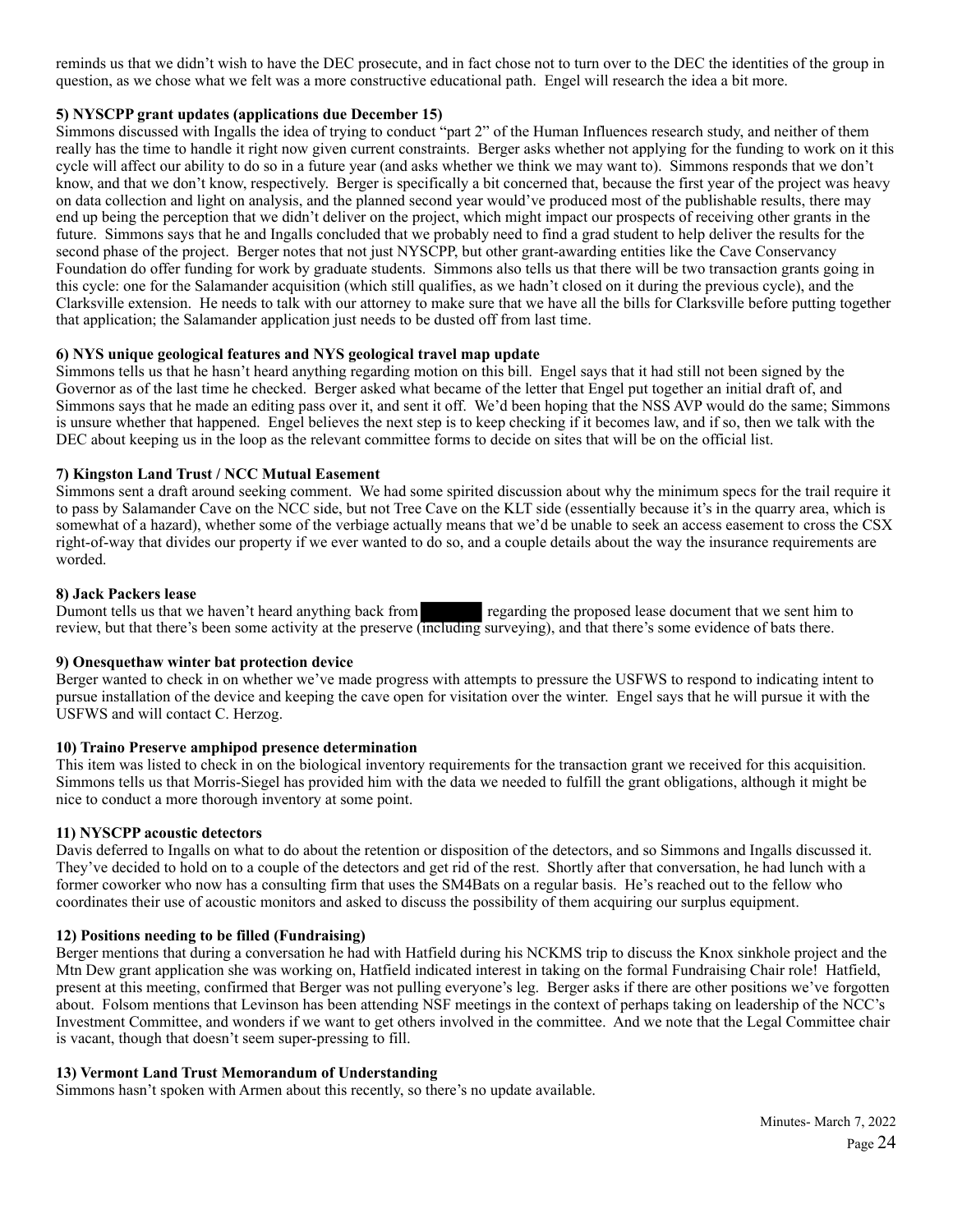reminds us that we didn't wish to have the DEC prosecute, and in fact chose not to turn over to the DEC the identities of the group in question, as we chose what we felt was a more constructive educational path. Engel will research the idea a bit more.

**5) NYSCPP grant updates (applications due December 15)**

Simmons discussed with Ingalls the idea of trying to conduct "part 2" of the Human Influences research study, and neither of them really has the time to handle it right now given current constraints. Berger asks whether not applying for the funding to work on it this cycle will affect our ability to do so in a future year (and asks whether we think we may want to). Simmons responds that we don't know, and that we don't know, respectively. Berger is specifically a bit concerned that, because the first year of the project was heavy on data collection and light on analysis, and the planned second year would've produced most of the publishable results, there may end up being the perception that we didn't deliver on the project, which might impact our prospects of receiving other grants in the future. Simmons says that he and Ingalls concluded that we probably need to find a grad student to help deliver the results for the second phase of the project. Berger notes that not just NYSCPP, but other grant-awarding entities like the Cave Conservancy Foundation do offer funding for work by graduate students. Simmons also tells us that there will be two transaction grants going in this cycle: one for the Salamander acquisition (which still qualifies, as we hadn't closed on it during the previous cycle), and the Clarksville extension. He needs to talk with our attorney to make sure that we have all the bills for Clarksville before putting together that application; the Salamander application just needs to be dusted off from last time.

**6) NYS unique geological features and NYS geological travel map update**

Simmons tells us that he hasn't heard anything regarding motion on this bill. Engel says that it had still not been signed by the Governor as of the last time he checked. Berger asked what became of the letter that Engel put together an initial draft of, and Simmons says that he made an editing pass over it, and sent it off. We'd been hoping that the NSS AVP would do the same; Simmons is unsure whether that happened. Engel believes the next step is to keep checking if it becomes law, and if so, then we talk with the DEC about keeping us in the loop as the relevant committee forms to decide on sites that will be on the official list.

**7) Kingston Land Trust / NCC Mutual Easement**

Simmons sent a draft around seeking comment. We had some spirited discussion about why the minimum specs for the trail require it to pass by Salamander Cave on the NCC side, but not Tree Cave on the KLT side (essentially because it's in the quarry area, which is somewhat of a hazard), whether some of the verbiage actually means that we'd be unable to seek an access easement to cross the CSX right-of-way that divides our property if we ever wanted to do so, and a couple details about the way the insurance requirements are worded.

**8) Jack Packers lease**

Dumont tells us that we haven't heard anything back from [REDACTED] regarding the proposed lease document that we sent him to review, but that there's been some activity at the preserve (including surveying), and that there's some evidence of bats there.

**9) Onesquethaw winter bat protection device**

Berger wanted to check in on whether we've made progress with attempts to pressure the USFWS to respond to indicating intent to pursue installation of the device and keeping the cave open for visitation over the winter. Engel says that he will pursue it with the USFWS and will contact C. Herzog.

**10) Traino Preserve amphipod presence determination**

This item was listed to check in on the biological inventory requirements for the transaction grant we received for this acquisition. Simmons tells us that Morris-Siegel has provided him with the data we needed to fulfill the grant obligations, although it might be nice to conduct a more thorough inventory at some point.

**11) NYSCPP acoustic detectors**

Davis deferred to Ingalls on what to do about the retention or disposition of the detectors, and so Simmons and Ingalls discussed it. They've decided to hold on to a couple of the detectors and get rid of the rest. Shortly after that conversation, he had lunch with a former coworker who now has a consulting firm that uses the SM4Bats on a regular basis. He's reached out to the fellow who coordinates their use of acoustic monitors and asked to discuss the possibility of them acquiring our surplus equipment.

**12) Positions needing to be filled (Fundraising)**

Berger mentions that during a conversation he had with Hatfield during his NCKMS trip to discuss the Knox sinkhole project and the Mtn Dew grant application she was working on, Hatfield indicated interest in taking on the formal Fundraising Chair role! Hatfield, present at this meeting, confirmed that Berger was not pulling everyone's leg. Berger asks if there are other positions we've forgotten about. Folsom mentions that Levinson has been attending NSF meetings in the context of perhaps taking on leadership of the NCC's Investment Committee, and wonders if we want to get others involved in the committee. And we note that the Legal Committee chair is vacant, though that doesn't seem super-pressing to fill.

**13) Vermont Land Trust Memorandum of Understanding**

Simmons hasn't spoken with Armen about this recently, so there's no update available.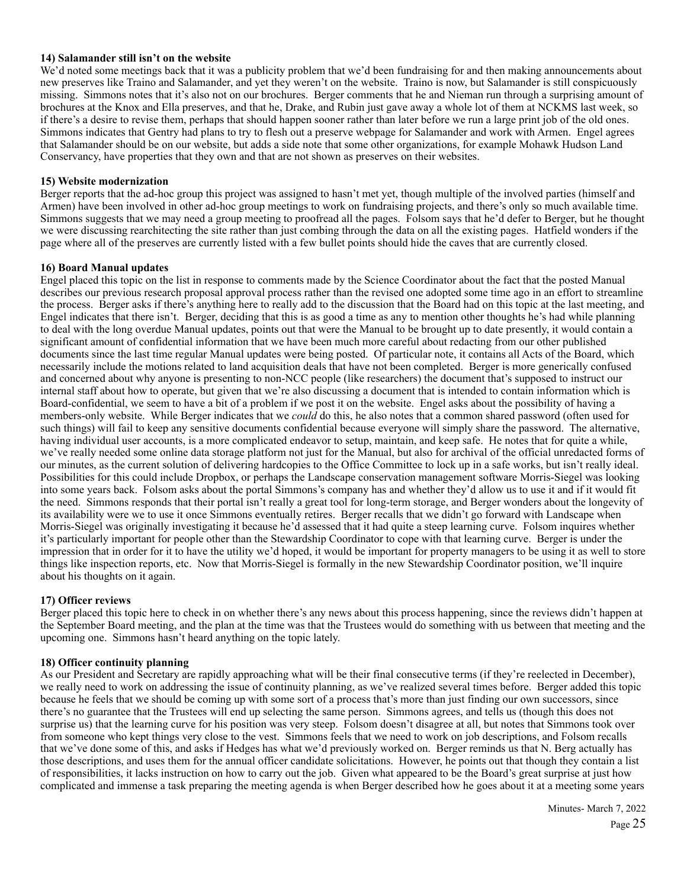**14) Salamander still isn't on the website**

We'd noted some meetings back that it was a publicity problem that we'd been fundraising for and then making announcements about new preserves like Traino and Salamander, and yet they weren't on the website. Traino is now, but Salamander is still conspicuously missing. Simmons notes that it's also not on our brochures. Berger comments that he and Nieman run through a surprising amount of brochures at the Knox and Ella preserves, and that he, Drake, and Rubin just gave away a whole lot of them at NCKMS last week, so if there's a desire to revise them, perhaps that should happen sooner rather than later before we run a large print job of the old ones. Simmons indicates that Gentry had plans to try to flesh out a preserve webpage for Salamander and work with Armen. Engel agrees that Salamander should be on our website, but adds a side note that some other organizations, for example Mohawk Hudson Land Conservancy, have properties that they own and that are not shown as preserves on their websites.

**15) Website modernization**

Berger reports that the ad-hoc group this project was assigned to hasn't met yet, though multiple of the involved parties (himself and Armen) have been involved in other ad-hoc group meetings to work on fundraising projects, and there's only so much available time. Simmons suggests that we may need a group meeting to proofread all the pages. Folsom says that he'd defer to Berger, but he thought we were discussing rearchitecting the site rather than just combing through the data on all the existing pages. Hatfield wonders if the page where all of the preserves are currently listed with a few bullet points should hide the caves that are currently closed.

**16) Board Manual updates**

Engel placed this topic on the list in response to comments made by the Science Coordinator about the fact that the posted Manual describes our previous research proposal approval process rather than the revised one adopted some time ago in an effort to streamline the process. Berger asks if there's anything here to really add to the discussion that the Board had on this topic at the last meeting, and Engel indicates that there isn't. Berger, deciding that this is as good a time as any to mention other thoughts he's had while planning to deal with the long overdue Manual updates, points out that were the Manual to be brought up to date presently, it would contain a significant amount of confidential information that we have been much more careful about redacting from our other published documents since the last time regular Manual updates were being posted. Of particular note, it contains all Acts of the Board, which necessarily include the motions related to land acquisition deals that have not been completed. Berger is more generically confused and concerned about why anyone is presenting to non-NCC people (like researchers) the document that's supposed to instruct our internal staff about how to operate, but given that we're also discussing a document that is intended to contain information which is Board-confidential, we seem to have a bit of a problem if we post it on the website. Engel asks about the possibility of having a members-only website. While Berger indicates that we *could* do this, he also notes that a common shared password (often used for such things) will fail to keep any sensitive documents confidential because everyone will simply share the password. The alternative, having individual user accounts, is a more complicated endeavor to setup, maintain, and keep safe. He notes that for quite a while, we've really needed some online data storage platform not just for the Manual, but also for archival of the official unredacted forms of our minutes, as the current solution of delivering hardcopies to the Office Committee to lock up in a safe works, but isn't really ideal. Possibilities for this could include Dropbox, or perhaps the Landscape conservation management software Morris-Siegel was looking into some years back. Folsom asks about the portal Simmons's company has and whether they'd allow us to use it and if it would fit the need. Simmons responds that their portal isn't really a great tool for long-term storage, and Berger wonders about the longevity of its availability were we to use it once Simmons eventually retires. Berger recalls that we didn't go forward with Landscape when Morris-Siegel was originally investigating it because he'd assessed that it had quite a steep learning curve. Folsom inquires whether it's particularly important for people other than the Stewardship Coordinator to cope with that learning curve. Berger is under the impression that in order for it to have the utility we'd hoped, it would be important for property managers to be using it as well to store things like inspection reports, etc. Now that Morris-Siegel is formally in the new Stewardship Coordinator position, we'll inquire about his thoughts on it again.

**17) Officer reviews**

Berger placed this topic here to check in on whether there's any news about this process happening, since the reviews didn't happen at the September Board meeting, and the plan at the time was that the Trustees would do something with us between that meeting and the upcoming one. Simmons hasn't heard anything on the topic lately.

**18) Officer continuity planning**

As our President and Secretary are rapidly approaching what will be their final consecutive terms (if they're reelected in December), we really need to work on addressing the issue of continuity planning, as we've realized several times before. Berger added this topic because he feels that we should be coming up with some sort of a process that's more than just finding our own successors, since there's no guarantee that the Trustees will end up selecting the same person. Simmons agrees, and tells us (though this does not surprise us) that the learning curve for his position was very steep. Folsom doesn't disagree at all, but notes that Simmons took over from someone who kept things very close to the vest. Simmons feels that we need to work on job descriptions, and Folsom recalls that we've done some of this, and asks if Hedges has what we'd previously worked on. Berger reminds us that N. Berg actually has those descriptions, and uses them for the annual officer candidate solicitations. However, he points out that though they contain a list of responsibilities, it lacks instruction on how to carry out the job. Given what appeared to be the Board's great surprise at just how complicated and immense a task preparing the meeting agenda is when Berger described how he goes about it at a meeting some years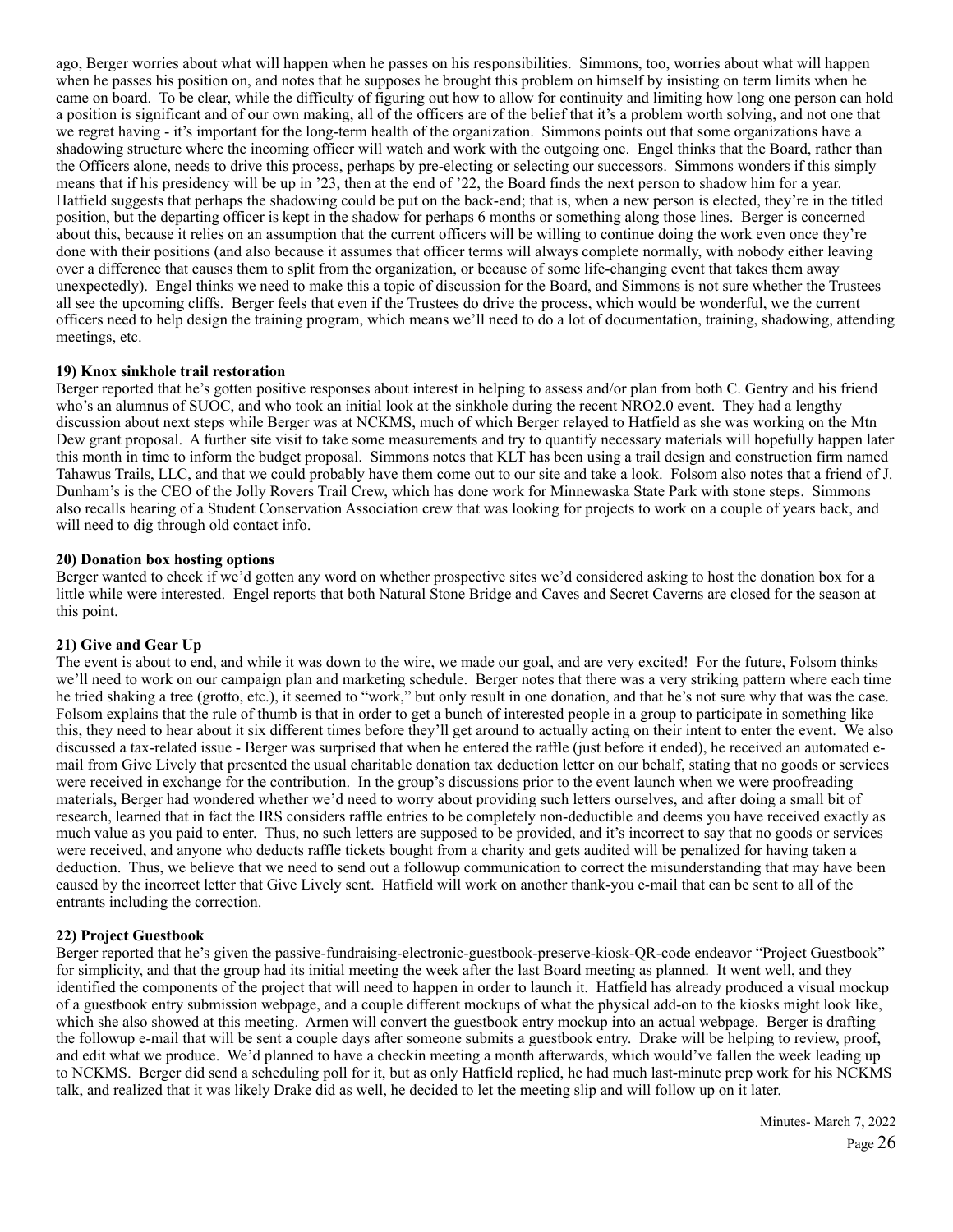ago, Berger worries about what will happen when he passes on his responsibilities. Simmons, too, worries about what will happen when he passes his position on, and notes that he supposes he brought this problem on himself by insisting on term limits when he came on board. To be clear, while the difficulty of figuring out how to allow for continuity and limiting how long one person can hold a position is significant and of our own making, all of the officers are of the belief that it's a problem worth solving, and not one that we regret having - it's important for the long-term health of the organization. Simmons points out that some organizations have a shadowing structure where the incoming officer will watch and work with the outgoing one. Engel thinks that the Board, rather than the Officers alone, needs to drive this process, perhaps by pre-electing or selecting our successors. Simmons wonders if this simply means that if his presidency will be up in '23, then at the end of '22, the Board finds the next person to shadow him for a year. Hatfield suggests that perhaps the shadowing could be put on the back-end; that is, when a new person is elected, they're in the titled position, but the departing officer is kept in the shadow for perhaps 6 months or something along those lines. Berger is concerned about this, because it relies on an assumption that the current officers will be willing to continue doing the work even once they're done with their positions (and also because it assumes that officer terms will always complete normally, with nobody either leaving over a difference that causes them to split from the organization, or because of some life-changing event that takes them away unexpectedly). Engel thinks we need to make this a topic of discussion for the Board, and Simmons is not sure whether the Trustees all see the upcoming cliffs. Berger feels that even if the Trustees do drive the process, which would be wonderful, we the current officers need to help design the training program, which means we'll need to do a lot of documentation, training, shadowing, attending meetings, etc.

**19) Knox sinkhole trail restoration**
Berger reported that he's gotten positive responses about interest in helping to assess and/or plan from both C. Gentry and his friend who's an alumnus of SUOC, and who took an initial look at the sinkhole during the recent NRO2.0 event. They had a lengthy discussion about next steps while Berger was at NCKMS, much of which Berger relayed to Hatfield as she was working on the Mtn Dew grant proposal. A further site visit to take some measurements and try to quantify necessary materials will hopefully happen later this month in time to inform the budget proposal. Simmons notes that KLT has been using a trail design and construction firm named Tahawus Trails, LLC, and that we could probably have them come out to our site and take a look. Folsom also notes that a friend of J. Dunham's is the CEO of the Jolly Rovers Trail Crew, which has done work for Minnewaska State Park with stone steps. Simmons also recalls hearing of a Student Conservation Association crew that was looking for projects to work on a couple of years back, and will need to dig through old contact info.

**20) Donation box hosting options**
Berger wanted to check if we'd gotten any word on whether prospective sites we'd considered asking to host the donation box for a little while were interested. Engel reports that both Natural Stone Bridge and Caves and Secret Caverns are closed for the season at this point.

**21) Give and Gear Up**
The event is about to end, and while it was down to the wire, we made our goal, and are very excited! For the future, Folsom thinks we'll need to work on our campaign plan and marketing schedule. Berger notes that there was a very striking pattern where each time he tried shaking a tree (grotto, etc.), it seemed to "work," but only result in one donation, and that he's not sure why that was the case. Folsom explains that the rule of thumb is that in order to get a bunch of interested people in a group to participate in something like this, they need to hear about it six different times before they'll get around to actually acting on their intent to enter the event. We also discussed a tax-related issue - Berger was surprised that when he entered the raffle (just before it ended), he received an automated e-mail from Give Lively that presented the usual charitable donation tax deduction letter on our behalf, stating that no goods or services were received in exchange for the contribution. In the group's discussions prior to the event launch when we were proofreading materials, Berger had wondered whether we'd need to worry about providing such letters ourselves, and after doing a small bit of research, learned that in fact the IRS considers raffle entries to be completely non-deductible and deems you have received exactly as much value as you paid to enter. Thus, no such letters are supposed to be provided, and it's incorrect to say that no goods or services were received, and anyone who deducts raffle tickets bought from a charity and gets audited will be penalized for having taken a deduction. Thus, we believe that we need to send out a followup communication to correct the misunderstanding that may have been caused by the incorrect letter that Give Lively sent. Hatfield will work on another thank-you e-mail that can be sent to all of the entrants including the correction.

**22) Project Guestbook**
Berger reported that he's given the passive-fundraising-electronic-guestbook-preserve-kiosk-QR-code endeavor "Project Guestbook" for simplicity, and that the group had its initial meeting the week after the last Board meeting as planned. It went well, and they identified the components of the project that will need to happen in order to launch it. Hatfield has already produced a visual mockup of a guestbook entry submission webpage, and a couple different mockups of what the physical add-on to the kiosks might look like, which she also showed at this meeting. Armen will convert the guestbook entry mockup into an actual webpage. Berger is drafting the followup e-mail that will be sent a couple days after someone submits a guestbook entry. Drake will be helping to review, proof, and edit what we produce. We'd planned to have a checkin meeting a month afterwards, which would've fallen the week leading up to NCKMS. Berger did send a scheduling poll for it, but as only Hatfield replied, he had much last-minute prep work for his NCKMS talk, and realized that it was likely Drake did as well, he decided to let the meeting slip and will follow up on it later.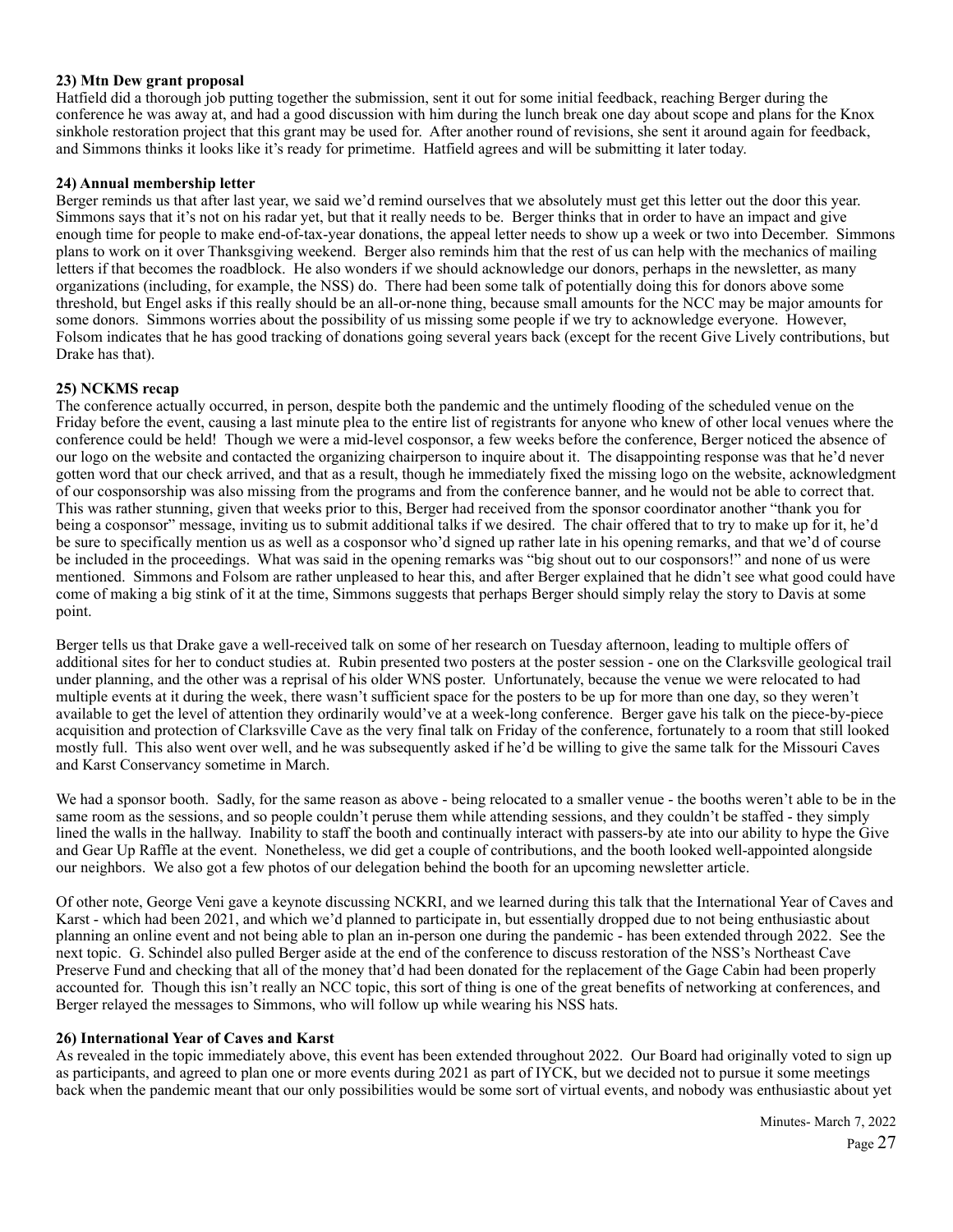**23) Mtn Dew grant proposal**

Hatfield did a thorough job putting together the submission, sent it out for some initial feedback, reaching Berger during the conference he was away at, and had a good discussion with him during the lunch break one day about scope and plans for the Knox sinkhole restoration project that this grant may be used for. After another round of revisions, she sent it around again for feedback, and Simmons thinks it looks like it's ready for primetime. Hatfield agrees and will be submitting it later today.

**24) Annual membership letter**

Berger reminds us that after last year, we said we'd remind ourselves that we absolutely must get this letter out the door this year. Simmons says that it's not on his radar yet, but that it really needs to be. Berger thinks that in order to have an impact and give enough time for people to make end-of-tax-year donations, the appeal letter needs to show up a week or two into December. Simmons plans to work on it over Thanksgiving weekend. Berger also reminds him that the rest of us can help with the mechanics of mailing letters if that becomes the roadblock. He also wonders if we should acknowledge our donors, perhaps in the newsletter, as many organizations (including, for example, the NSS) do. There had been some talk of potentially doing this for donors above some threshold, but Engel asks if this really should be an all-or-none thing, because small amounts for the NCC may be major amounts for some donors. Simmons worries about the possibility of us missing some people if we try to acknowledge everyone. However, Folsom indicates that he has good tracking of donations going several years back (except for the recent Give Lively contributions, but Drake has that).

**25) NCKMS recap**

The conference actually occurred, in person, despite both the pandemic and the untimely flooding of the scheduled venue on the Friday before the event, causing a last minute plea to the entire list of registrants for anyone who knew of other local venues where the conference could be held! Though we were a mid-level cosponsor, a few weeks before the conference, Berger noticed the absence of our logo on the website and contacted the organizing chairperson to inquire about it. The disappointing response was that he'd never gotten word that our check arrived, and that as a result, though he immediately fixed the missing logo on the website, acknowledgment of our cosponsorship was also missing from the programs and from the conference banner, and he would not be able to correct that. This was rather stunning, given that weeks prior to this, Berger had received from the sponsor coordinator another "thank you for being a cosponsor" message, inviting us to submit additional talks if we desired. The chair offered that to try to make up for it, he'd be sure to specifically mention us as well as a cosponsor who'd signed up rather late in his opening remarks, and that we'd of course be included in the proceedings. What was said in the opening remarks was "big shout out to our cosponsors!" and none of us were mentioned. Simmons and Folsom are rather unpleased to hear this, and after Berger explained that he didn't see what good could have come of making a big stink of it at the time, Simmons suggests that perhaps Berger should simply relay the story to Davis at some point.

Berger tells us that Drake gave a well-received talk on some of her research on Tuesday afternoon, leading to multiple offers of additional sites for her to conduct studies at. Rubin presented two posters at the poster session - one on the Clarksville geological trail under planning, and the other was a reprisal of his older WNS poster. Unfortunately, because the venue we were relocated to had multiple events at it during the week, there wasn't sufficient space for the posters to be up for more than one day, so they weren't available to get the level of attention they ordinarily would've at a week-long conference. Berger gave his talk on the piece-by-piece acquisition and protection of Clarksville Cave as the very final talk on Friday of the conference, fortunately to a room that still looked mostly full. This also went over well, and he was subsequently asked if he'd be willing to give the same talk for the Missouri Caves and Karst Conservancy sometime in March.

We had a sponsor booth. Sadly, for the same reason as above - being relocated to a smaller venue - the booths weren't able to be in the same room as the sessions, and so people couldn't peruse them while attending sessions, and they couldn't be staffed - they simply lined the walls in the hallway. Inability to staff the booth and continually interact with passers-by ate into our ability to hype the Give and Gear Up Raffle at the event. Nonetheless, we did get a couple of contributions, and the booth looked well-appointed alongside our neighbors. We also got a few photos of our delegation behind the booth for an upcoming newsletter article.

Of other note, George Veni gave a keynote discussing NCKRI, and we learned during this talk that the International Year of Caves and Karst - which had been 2021, and which we'd planned to participate in, but essentially dropped due to not being enthusiastic about planning an online event and not being able to plan an in-person one during the pandemic - has been extended through 2022. See the next topic. G. Schindel also pulled Berger aside at the end of the conference to discuss restoration of the NSS's Northeast Cave Preserve Fund and checking that all of the money that'd had been donated for the replacement of the Gage Cabin had been properly accounted for. Though this isn't really an NCC topic, this sort of thing is one of the great benefits of networking at conferences, and Berger relayed the messages to Simmons, who will follow up while wearing his NSS hats.

**26) International Year of Caves and Karst**

As revealed in the topic immediately above, this event has been extended throughout 2022. Our Board had originally voted to sign up as participants, and agreed to plan one or more events during 2021 as part of IYCK, but we decided not to pursue it some meetings back when the pandemic meant that our only possibilities would be some sort of virtual events, and nobody was enthusiastic about yet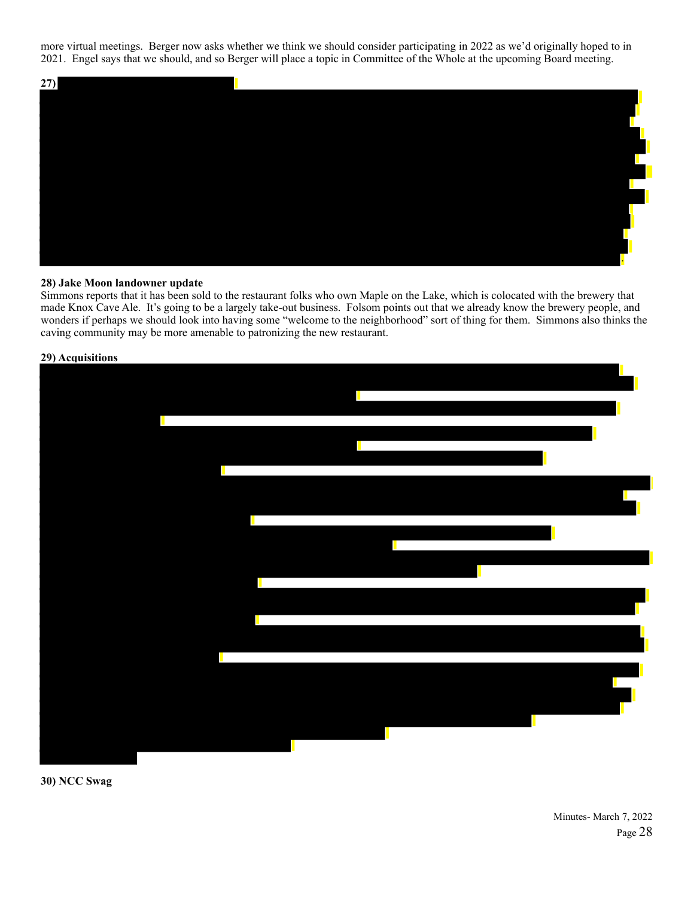more virtual meetings. Berger now asks whether we think we should consider participating in 2022 as we'd originally hoped to in 2021. Engel says that we should, and so Berger will place a topic in Committee of the Whole at the upcoming Board meeting.

**27)**

**28) Jake Moon landowner update**
Simmons reports that it has been sold to the restaurant folks who own Maple on the Lake, which is colocated with the brewery that made Knox Cave Ale. It's going to be a largely take-out business. Folsom points out that we already know the brewery people, and wonders if perhaps we should look into having some "welcome to the neighborhood" sort of thing for them. Simmons also thinks the caving community may be more amenable to patronizing the new restaurant.

**29) Acquisitions**

**30) NCC Swag**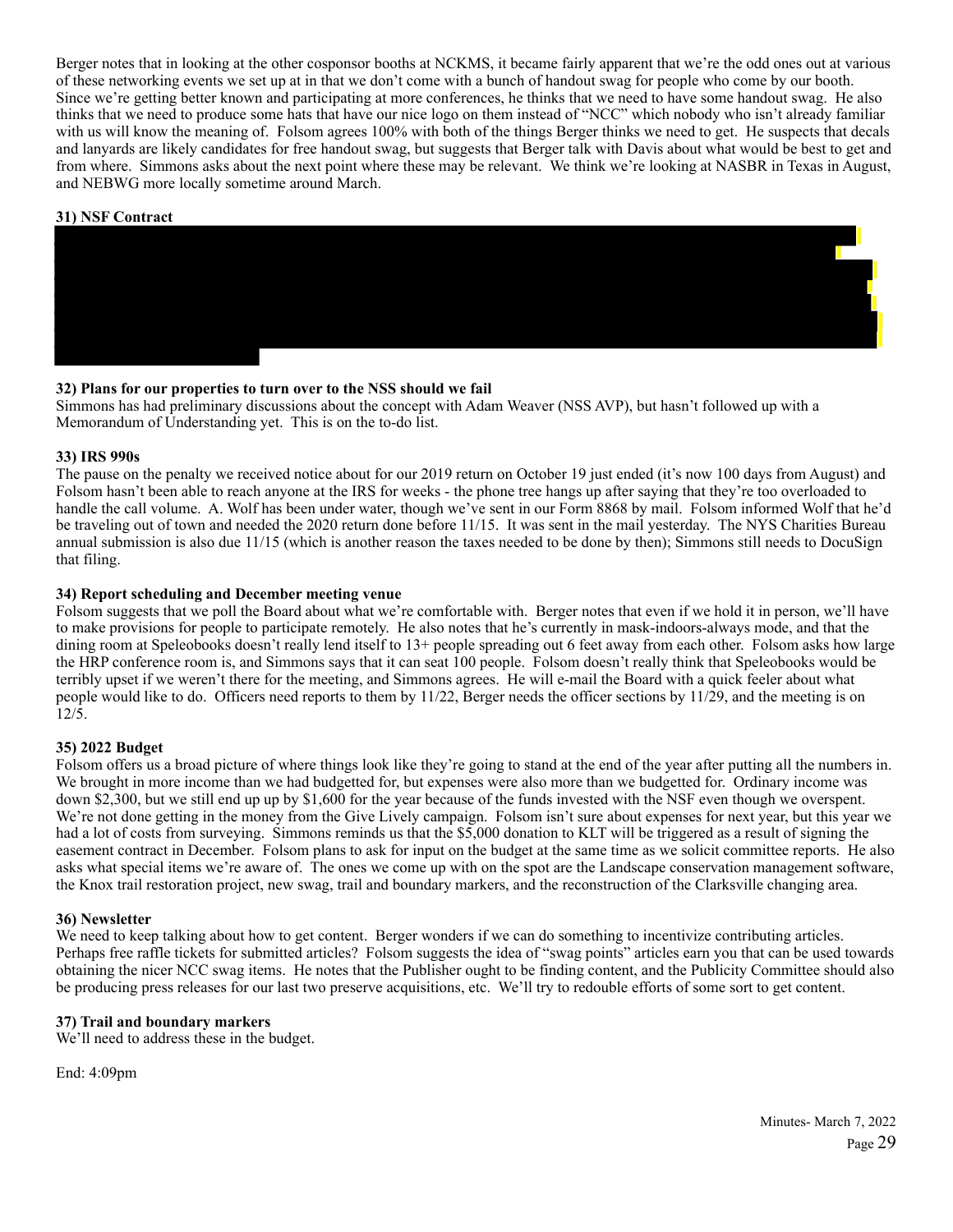Berger notes that in looking at the other cosponsor booths at NCKMS, it became fairly apparent that we're the odd ones out at various of these networking events we set up at in that we don't come with a bunch of handout swag for people who come by our booth. Since we're getting better known and participating at more conferences, he thinks that we need to have some handout swag. He also thinks that we need to produce some hats that have our nice logo on them instead of "NCC" which nobody who isn't already familiar with us will know the meaning of. Folsom agrees 100% with both of the things Berger thinks we need to get. He suspects that decals and lanyards are likely candidates for free handout swag, but suggests that Berger talk with Davis about what would be best to get and from where. Simmons asks about the next point where these may be relevant. We think we're looking at NASBR in Texas in August, and NEBWG more locally sometime around March.

**31) NSF Contract**

**32) Plans for our properties to turn over to the NSS should we fail**

Simmons has had preliminary discussions about the concept with Adam Weaver (NSS AVP), but hasn't followed up with a Memorandum of Understanding yet. This is on the to-do list.

**33) IRS 990s**

The pause on the penalty we received notice about for our 2019 return on October 19 just ended (it's now 100 days from August) and Folsom hasn't been able to reach anyone at the IRS for weeks - the phone tree hangs up after saying that they're too overloaded to handle the call volume. A. Wolf has been under water, though we've sent in our Form 8868 by mail. Folsom informed Wolf that he'd be traveling out of town and needed the 2020 return done before 11/15. It was sent in the mail yesterday. The NYS Charities Bureau annual submission is also due 11/15 (which is another reason the taxes needed to be done by then); Simmons still needs to DocuSign that filing.

**34) Report scheduling and December meeting venue**

Folsom suggests that we poll the Board about what we're comfortable with. Berger notes that even if we hold it in person, we'll have to make provisions for people to participate remotely. He also notes that he's currently in mask-indoors-always mode, and that the dining room at Speleobooks doesn't really lend itself to 13+ people spreading out 6 feet away from each other. Folsom asks how large the HRP conference room is, and Simmons says that it can seat 100 people. Folsom doesn't really think that Speleobooks would be terribly upset if we weren't there for the meeting, and Simmons agrees. He will e-mail the Board with a quick feeler about what people would like to do. Officers need reports to them by 11/22, Berger needs the officer sections by 11/29, and the meeting is on 12/5.

**35) 2022 Budget**

Folsom offers us a broad picture of where things look like they're going to stand at the end of the year after putting all the numbers in. We brought in more income than we had budgetted for, but expenses were also more than we budgetted for. Ordinary income was down $2,300, but we still end up up by $1,600 for the year because of the funds invested with the NSF even though we overspent. We're not done getting in the money from the Give Lively campaign. Folsom isn't sure about expenses for next year, but this year we had a lot of costs from surveying. Simmons reminds us that the $5,000 donation to KLT will be triggered as a result of signing the easement contract in December. Folsom plans to ask for input on the budget at the same time as we solicit committee reports. He also asks what special items we're aware of. The ones we come up with on the spot are the Landscape conservation management software, the Knox trail restoration project, new swag, trail and boundary markers, and the reconstruction of the Clarksville changing area.

**36) Newsletter**

We need to keep talking about how to get content. Berger wonders if we can do something to incentivize contributing articles. Perhaps free raffle tickets for submitted articles? Folsom suggests the idea of "swag points" articles earn you that can be used towards obtaining the nicer NCC swag items. He notes that the Publisher ought to be finding content, and the Publicity Committee should also be producing press releases for our last two preserve acquisitions, etc. We'll try to redouble efforts of some sort to get content.

**37) Trail and boundary markers**

We'll need to address these in the budget.

End: 4:09pm